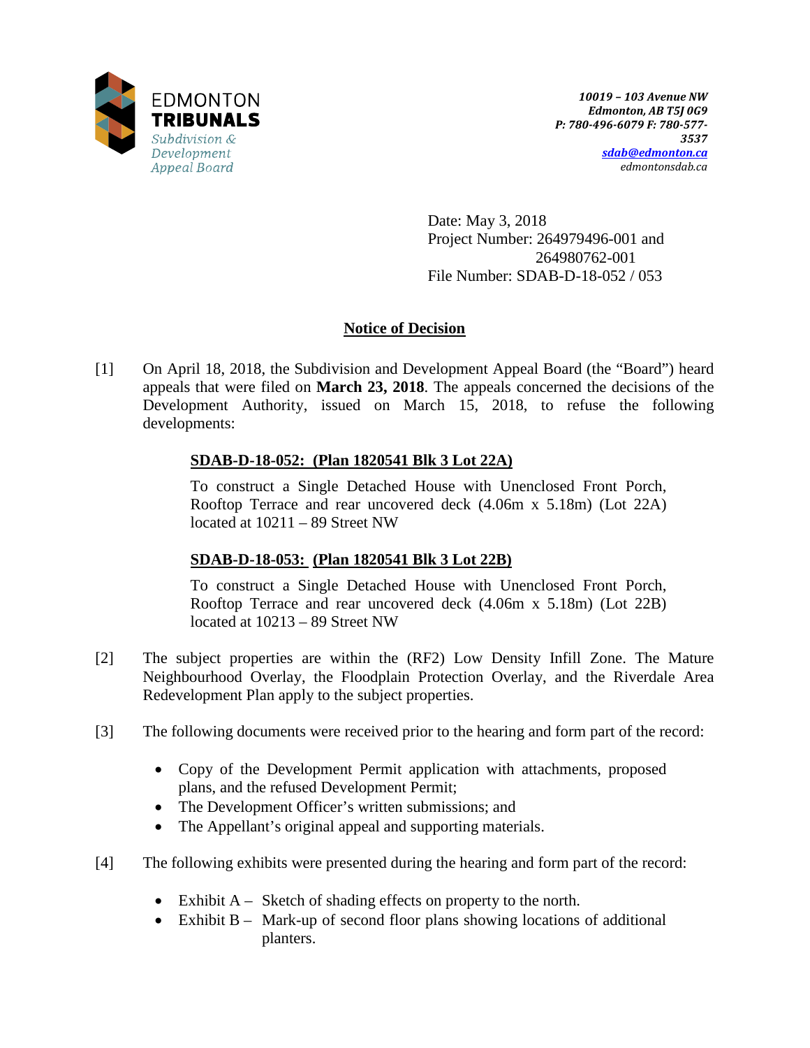EDMONTON
**TRIBUNALS**
*Subdivision & Development Appeal Board*

*10019 – 103 Avenue NW*
*Edmonton, AB T5J 0G9*
*P: 780-496-6079 F: 780-577-3537*
*sdab@edmonton.ca*
*edmontonsdab.ca*

Date: May 3, 2018
Project Number: 264979496-001 and 264980762-001
File Number: SDAB-D-18-052 / 053

## Notice of Decision

[1] On April 18, 2018, the Subdivision and Development Appeal Board (the "Board") heard appeals that were filed on **March 23, 2018**. The appeals concerned the decisions of the Development Authority, issued on March 15, 2018, to refuse the following developments:

**SDAB-D-18-052: (Plan 1820541 Blk 3 Lot 22A)**

To construct a Single Detached House with Unenclosed Front Porch, Rooftop Terrace and rear uncovered deck (4.06m x 5.18m) (Lot 22A) located at 10211 – 89 Street NW

**SDAB-D-18-053: (Plan 1820541 Blk 3 Lot 22B)**

To construct a Single Detached House with Unenclosed Front Porch, Rooftop Terrace and rear uncovered deck (4.06m x 5.18m) (Lot 22B) located at 10213 – 89 Street NW

[2] The subject properties are within the (RF2) Low Density Infill Zone. The Mature Neighbourhood Overlay, the Floodplain Protection Overlay, and the Riverdale Area Redevelopment Plan apply to the subject properties.

[3] The following documents were received prior to the hearing and form part of the record:

- Copy of the Development Permit application with attachments, proposed plans, and the refused Development Permit;
- The Development Officer's written submissions; and
- The Appellant's original appeal and supporting materials.

[4] The following exhibits were presented during the hearing and form part of the record:

- Exhibit A – Sketch of shading effects on property to the north.
- Exhibit B – Mark-up of second floor plans showing locations of additional planters.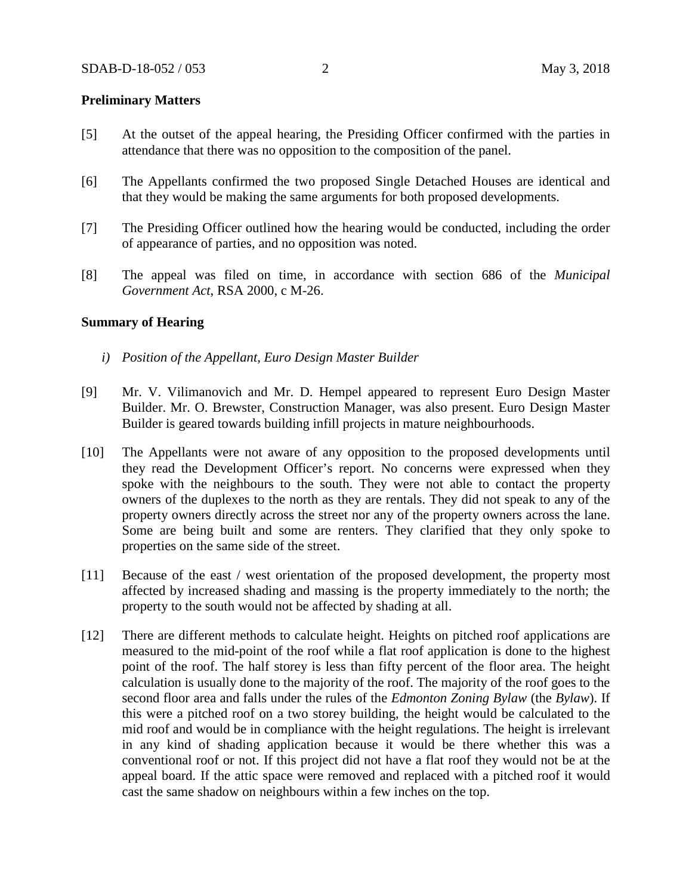**Preliminary Matters**

[5] At the outset of the appeal hearing, the Presiding Officer confirmed with the parties in attendance that there was no opposition to the composition of the panel.

[6] The Appellants confirmed the two proposed Single Detached Houses are identical and that they would be making the same arguments for both proposed developments.

[7] The Presiding Officer outlined how the hearing would be conducted, including the order of appearance of parties, and no opposition was noted.

[8] The appeal was filed on time, in accordance with section 686 of the *Municipal Government Act*, RSA 2000, c M-26.

**Summary of Hearing**

*i) Position of the Appellant, Euro Design Master Builder*

[9] Mr. V. Vilimanovich and Mr. D. Hempel appeared to represent Euro Design Master Builder. Mr. O. Brewster, Construction Manager, was also present. Euro Design Master Builder is geared towards building infill projects in mature neighbourhoods.

[10] The Appellants were not aware of any opposition to the proposed developments until they read the Development Officer's report. No concerns were expressed when they spoke with the neighbours to the south. They were not able to contact the property owners of the duplexes to the north as they are rentals. They did not speak to any of the property owners directly across the street nor any of the property owners across the lane. Some are being built and some are renters. They clarified that they only spoke to properties on the same side of the street.

[11] Because of the east / west orientation of the proposed development, the property most affected by increased shading and massing is the property immediately to the north; the property to the south would not be affected by shading at all.

[12] There are different methods to calculate height. Heights on pitched roof applications are measured to the mid-point of the roof while a flat roof application is done to the highest point of the roof. The half storey is less than fifty percent of the floor area. The height calculation is usually done to the majority of the roof. The majority of the roof goes to the second floor area and falls under the rules of the *Edmonton Zoning Bylaw* (the *Bylaw*). If this were a pitched roof on a two storey building, the height would be calculated to the mid roof and would be in compliance with the height regulations. The height is irrelevant in any kind of shading application because it would be there whether this was a conventional roof or not. If this project did not have a flat roof they would not be at the appeal board. If the attic space were removed and replaced with a pitched roof it would cast the same shadow on neighbours within a few inches on the top.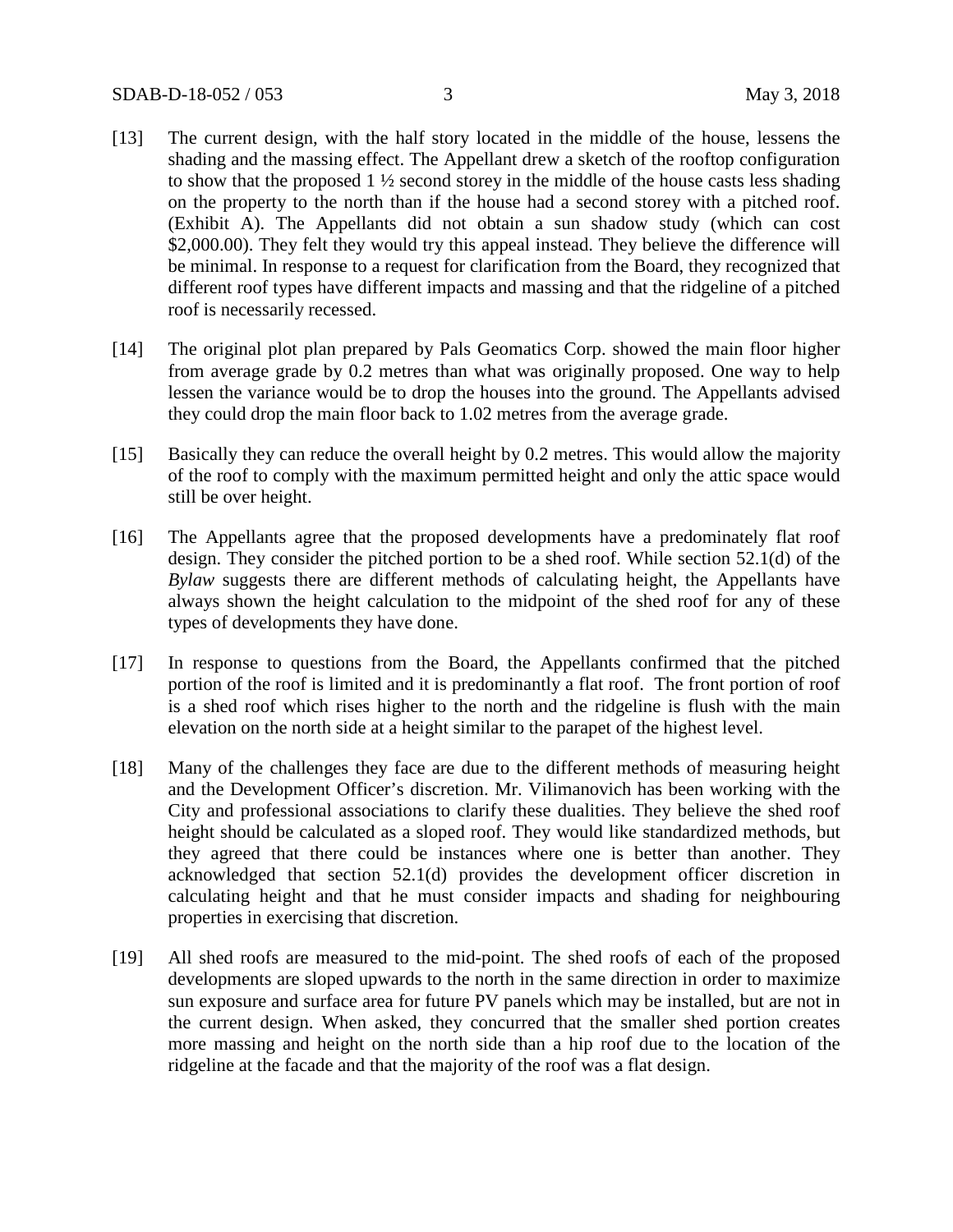[13] The current design, with the half story located in the middle of the house, lessens the shading and the massing effect. The Appellant drew a sketch of the rooftop configuration to show that the proposed 1 ½ second storey in the middle of the house casts less shading on the property to the north than if the house had a second storey with a pitched roof. (Exhibit A). The Appellants did not obtain a sun shadow study (which can cost $2,000.00). They felt they would try this appeal instead. They believe the difference will be minimal. In response to a request for clarification from the Board, they recognized that different roof types have different impacts and massing and that the ridgeline of a pitched roof is necessarily recessed.

[14] The original plot plan prepared by Pals Geomatics Corp. showed the main floor higher from average grade by 0.2 metres than what was originally proposed. One way to help lessen the variance would be to drop the houses into the ground. The Appellants advised they could drop the main floor back to 1.02 metres from the average grade.

[15] Basically they can reduce the overall height by 0.2 metres. This would allow the majority of the roof to comply with the maximum permitted height and only the attic space would still be over height.

[16] The Appellants agree that the proposed developments have a predominately flat roof design. They consider the pitched portion to be a shed roof. While section 52.1(d) of the *Bylaw* suggests there are different methods of calculating height, the Appellants have always shown the height calculation to the midpoint of the shed roof for any of these types of developments they have done.

[17] In response to questions from the Board, the Appellants confirmed that the pitched portion of the roof is limited and it is predominantly a flat roof. The front portion of roof is a shed roof which rises higher to the north and the ridgeline is flush with the main elevation on the north side at a height similar to the parapet of the highest level.

[18] Many of the challenges they face are due to the different methods of measuring height and the Development Officer's discretion. Mr. Vilimanovich has been working with the City and professional associations to clarify these dualities. They believe the shed roof height should be calculated as a sloped roof. They would like standardized methods, but they agreed that there could be instances where one is better than another. They acknowledged that section 52.1(d) provides the development officer discretion in calculating height and that he must consider impacts and shading for neighbouring properties in exercising that discretion.

[19] All shed roofs are measured to the mid-point. The shed roofs of each of the proposed developments are sloped upwards to the north in the same direction in order to maximize sun exposure and surface area for future PV panels which may be installed, but are not in the current design. When asked, they concurred that the smaller shed portion creates more massing and height on the north side than a hip roof due to the location of the ridgeline at the facade and that the majority of the roof was a flat design.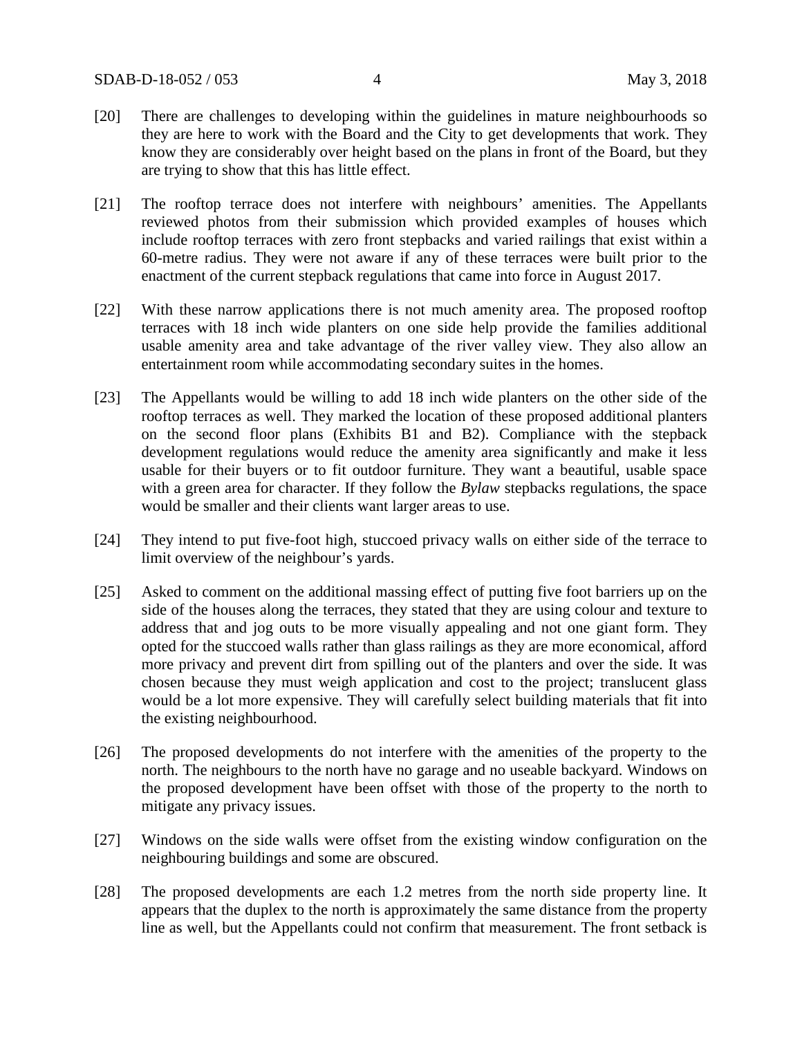[20] There are challenges to developing within the guidelines in mature neighbourhoods so they are here to work with the Board and the City to get developments that work. They know they are considerably over height based on the plans in front of the Board, but they are trying to show that this has little effect.

[21] The rooftop terrace does not interfere with neighbours' amenities. The Appellants reviewed photos from their submission which provided examples of houses which include rooftop terraces with zero front stepbacks and varied railings that exist within a 60-metre radius. They were not aware if any of these terraces were built prior to the enactment of the current stepback regulations that came into force in August 2017.

[22] With these narrow applications there is not much amenity area. The proposed rooftop terraces with 18 inch wide planters on one side help provide the families additional usable amenity area and take advantage of the river valley view. They also allow an entertainment room while accommodating secondary suites in the homes.

[23] The Appellants would be willing to add 18 inch wide planters on the other side of the rooftop terraces as well. They marked the location of these proposed additional planters on the second floor plans (Exhibits B1 and B2). Compliance with the stepback development regulations would reduce the amenity area significantly and make it less usable for their buyers or to fit outdoor furniture. They want a beautiful, usable space with a green area for character. If they follow the *Bylaw* stepbacks regulations, the space would be smaller and their clients want larger areas to use.

[24] They intend to put five-foot high, stuccoed privacy walls on either side of the terrace to limit overview of the neighbour's yards.

[25] Asked to comment on the additional massing effect of putting five foot barriers up on the side of the houses along the terraces, they stated that they are using colour and texture to address that and jog outs to be more visually appealing and not one giant form. They opted for the stuccoed walls rather than glass railings as they are more economical, afford more privacy and prevent dirt from spilling out of the planters and over the side. It was chosen because they must weigh application and cost to the project; translucent glass would be a lot more expensive. They will carefully select building materials that fit into the existing neighbourhood.

[26] The proposed developments do not interfere with the amenities of the property to the north. The neighbours to the north have no garage and no useable backyard. Windows on the proposed development have been offset with those of the property to the north to mitigate any privacy issues.

[27] Windows on the side walls were offset from the existing window configuration on the neighbouring buildings and some are obscured.

[28] The proposed developments are each 1.2 metres from the north side property line. It appears that the duplex to the north is approximately the same distance from the property line as well, but the Appellants could not confirm that measurement. The front setback is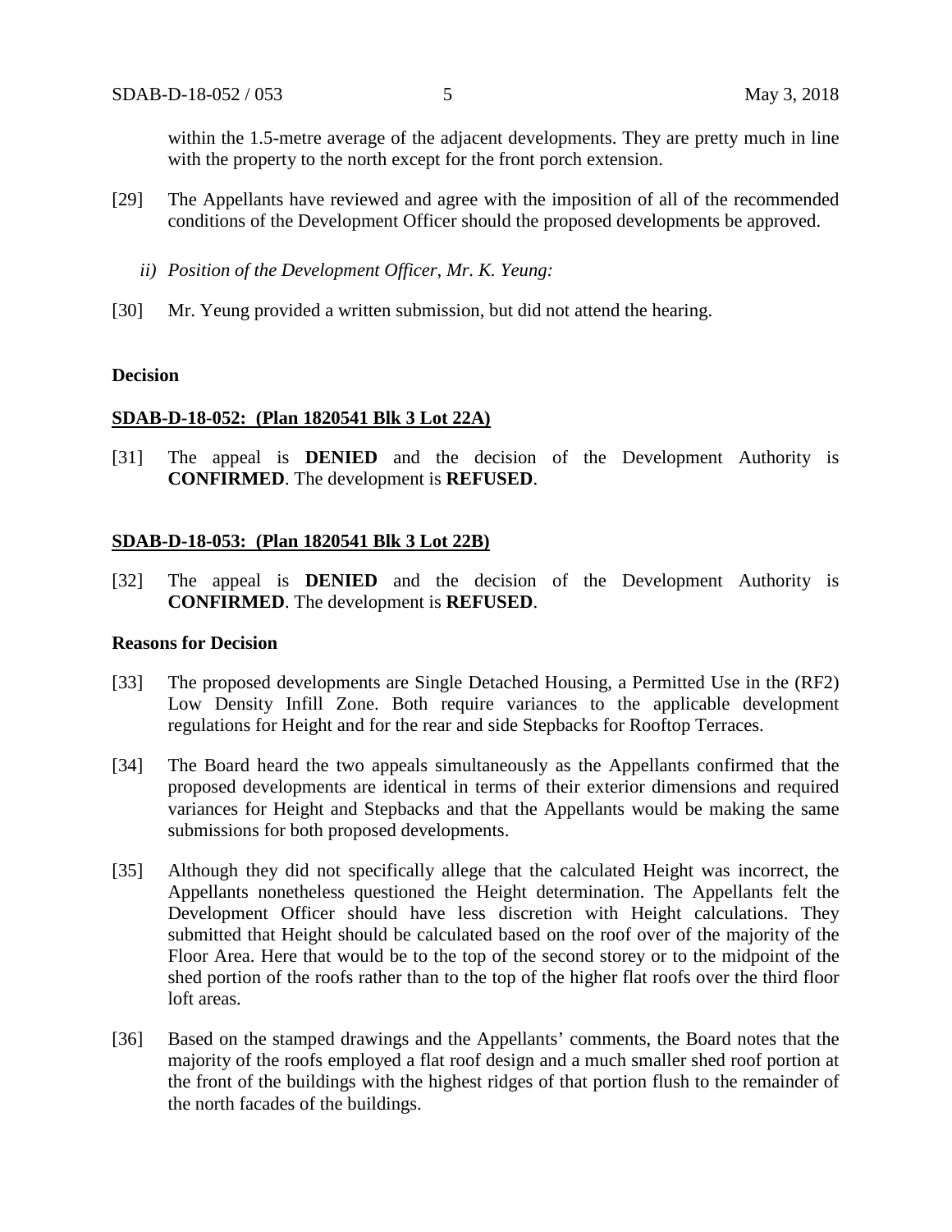within the 1.5-metre average of the adjacent developments. They are pretty much in line with the property to the north except for the front porch extension.

[29] The Appellants have reviewed and agree with the imposition of all of the recommended conditions of the Development Officer should the proposed developments be approved.

*ii) Position of the Development Officer, Mr. K. Yeung:*

[30] Mr. Yeung provided a written submission, but did not attend the hearing.

**Decision**

**SDAB-D-18-052: (Plan 1820541 Blk 3 Lot 22A)**

[31] The appeal is **DENIED** and the decision of the Development Authority is **CONFIRMED**. The development is **REFUSED**.

**SDAB-D-18-053: (Plan 1820541 Blk 3 Lot 22B)**

[32] The appeal is **DENIED** and the decision of the Development Authority is **CONFIRMED**. The development is **REFUSED**.

**Reasons for Decision**

[33] The proposed developments are Single Detached Housing, a Permitted Use in the (RF2) Low Density Infill Zone. Both require variances to the applicable development regulations for Height and for the rear and side Stepbacks for Rooftop Terraces.

[34] The Board heard the two appeals simultaneously as the Appellants confirmed that the proposed developments are identical in terms of their exterior dimensions and required variances for Height and Stepbacks and that the Appellants would be making the same submissions for both proposed developments.

[35] Although they did not specifically allege that the calculated Height was incorrect, the Appellants nonetheless questioned the Height determination. The Appellants felt the Development Officer should have less discretion with Height calculations. They submitted that Height should be calculated based on the roof over of the majority of the Floor Area. Here that would be to the top of the second storey or to the midpoint of the shed portion of the roofs rather than to the top of the higher flat roofs over the third floor loft areas.

[36] Based on the stamped drawings and the Appellants' comments, the Board notes that the majority of the roofs employed a flat roof design and a much smaller shed roof portion at the front of the buildings with the highest ridges of that portion flush to the remainder of the north facades of the buildings.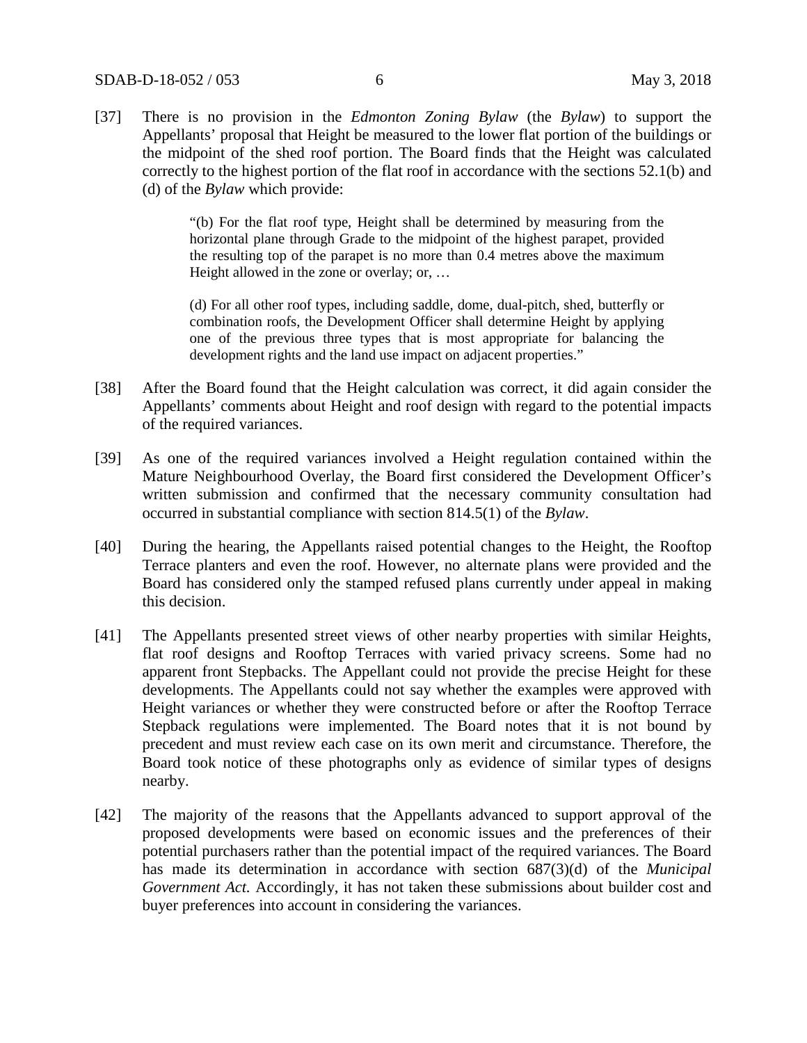[37] There is no provision in the *Edmonton Zoning Bylaw* (the *Bylaw*) to support the Appellants' proposal that Height be measured to the lower flat portion of the buildings or the midpoint of the shed roof portion. The Board finds that the Height was calculated correctly to the highest portion of the flat roof in accordance with the sections 52.1(b) and (d) of the *Bylaw* which provide:

> "(b) For the flat roof type, Height shall be determined by measuring from the horizontal plane through Grade to the midpoint of the highest parapet, provided the resulting top of the parapet is no more than 0.4 metres above the maximum Height allowed in the zone or overlay; or, …
>
> (d) For all other roof types, including saddle, dome, dual-pitch, shed, butterfly or combination roofs, the Development Officer shall determine Height by applying one of the previous three types that is most appropriate for balancing the development rights and the land use impact on adjacent properties."

[38] After the Board found that the Height calculation was correct, it did again consider the Appellants' comments about Height and roof design with regard to the potential impacts of the required variances.

[39] As one of the required variances involved a Height regulation contained within the Mature Neighbourhood Overlay, the Board first considered the Development Officer's written submission and confirmed that the necessary community consultation had occurred in substantial compliance with section 814.5(1) of the *Bylaw*.

[40] During the hearing, the Appellants raised potential changes to the Height, the Rooftop Terrace planters and even the roof. However, no alternate plans were provided and the Board has considered only the stamped refused plans currently under appeal in making this decision.

[41] The Appellants presented street views of other nearby properties with similar Heights, flat roof designs and Rooftop Terraces with varied privacy screens. Some had no apparent front Stepbacks. The Appellant could not provide the precise Height for these developments. The Appellants could not say whether the examples were approved with Height variances or whether they were constructed before or after the Rooftop Terrace Stepback regulations were implemented. The Board notes that it is not bound by precedent and must review each case on its own merit and circumstance. Therefore, the Board took notice of these photographs only as evidence of similar types of designs nearby.

[42] The majority of the reasons that the Appellants advanced to support approval of the proposed developments were based on economic issues and the preferences of their potential purchasers rather than the potential impact of the required variances. The Board has made its determination in accordance with section 687(3)(d) of the *Municipal Government Act.* Accordingly, it has not taken these submissions about builder cost and buyer preferences into account in considering the variances.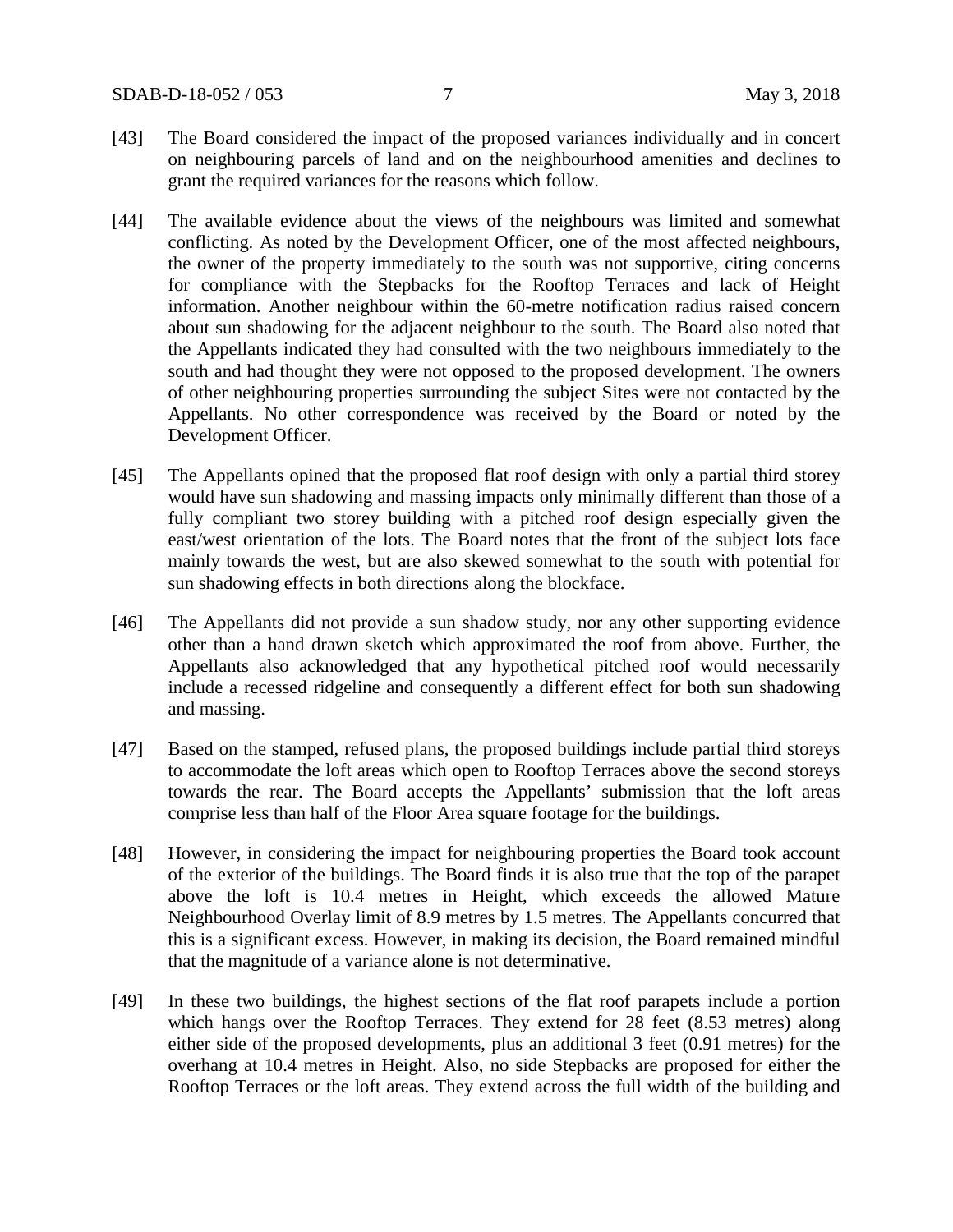[43] The Board considered the impact of the proposed variances individually and in concert on neighbouring parcels of land and on the neighbourhood amenities and declines to grant the required variances for the reasons which follow.

[44] The available evidence about the views of the neighbours was limited and somewhat conflicting. As noted by the Development Officer, one of the most affected neighbours, the owner of the property immediately to the south was not supportive, citing concerns for compliance with the Stepbacks for the Rooftop Terraces and lack of Height information. Another neighbour within the 60-metre notification radius raised concern about sun shadowing for the adjacent neighbour to the south. The Board also noted that the Appellants indicated they had consulted with the two neighbours immediately to the south and had thought they were not opposed to the proposed development. The owners of other neighbouring properties surrounding the subject Sites were not contacted by the Appellants. No other correspondence was received by the Board or noted by the Development Officer.

[45] The Appellants opined that the proposed flat roof design with only a partial third storey would have sun shadowing and massing impacts only minimally different than those of a fully compliant two storey building with a pitched roof design especially given the east/west orientation of the lots. The Board notes that the front of the subject lots face mainly towards the west, but are also skewed somewhat to the south with potential for sun shadowing effects in both directions along the blockface.

[46] The Appellants did not provide a sun shadow study, nor any other supporting evidence other than a hand drawn sketch which approximated the roof from above. Further, the Appellants also acknowledged that any hypothetical pitched roof would necessarily include a recessed ridgeline and consequently a different effect for both sun shadowing and massing.

[47] Based on the stamped, refused plans, the proposed buildings include partial third storeys to accommodate the loft areas which open to Rooftop Terraces above the second storeys towards the rear. The Board accepts the Appellants' submission that the loft areas comprise less than half of the Floor Area square footage for the buildings.

[48] However, in considering the impact for neighbouring properties the Board took account of the exterior of the buildings. The Board finds it is also true that the top of the parapet above the loft is 10.4 metres in Height, which exceeds the allowed Mature Neighbourhood Overlay limit of 8.9 metres by 1.5 metres. The Appellants concurred that this is a significant excess. However, in making its decision, the Board remained mindful that the magnitude of a variance alone is not determinative.

[49] In these two buildings, the highest sections of the flat roof parapets include a portion which hangs over the Rooftop Terraces. They extend for 28 feet (8.53 metres) along either side of the proposed developments, plus an additional 3 feet (0.91 metres) for the overhang at 10.4 metres in Height. Also, no side Stepbacks are proposed for either the Rooftop Terraces or the loft areas. They extend across the full width of the building and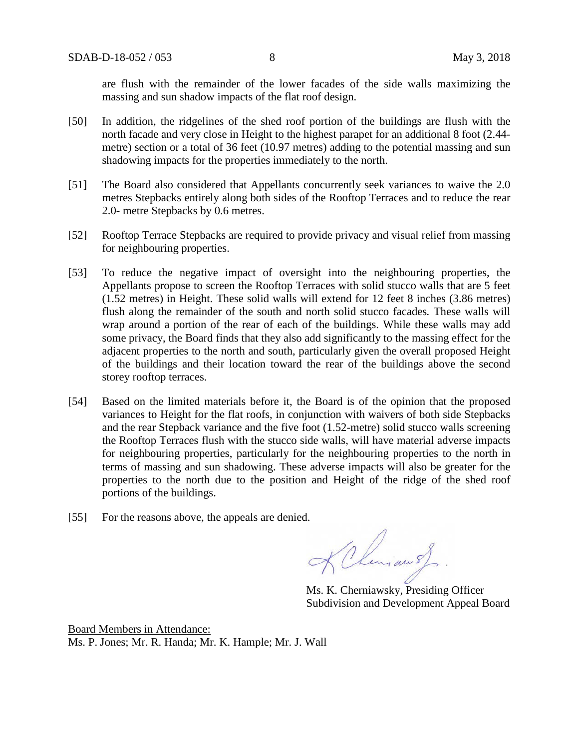are flush with the remainder of the lower facades of the side walls maximizing the massing and sun shadow impacts of the flat roof design.

[50] In addition, the ridgelines of the shed roof portion of the buildings are flush with the north facade and very close in Height to the highest parapet for an additional 8 foot (2.44-metre) section or a total of 36 feet (10.97 metres) adding to the potential massing and sun shadowing impacts for the properties immediately to the north.

[51] The Board also considered that Appellants concurrently seek variances to waive the 2.0 metres Stepbacks entirely along both sides of the Rooftop Terraces and to reduce the rear 2.0- metre Stepbacks by 0.6 metres.

[52] Rooftop Terrace Stepbacks are required to provide privacy and visual relief from massing for neighbouring properties.

[53] To reduce the negative impact of oversight into the neighbouring properties, the Appellants propose to screen the Rooftop Terraces with solid stucco walls that are 5 feet (1.52 metres) in Height. These solid walls will extend for 12 feet 8 inches (3.86 metres) flush along the remainder of the south and north solid stucco facades. These walls will wrap around a portion of the rear of each of the buildings. While these walls may add some privacy, the Board finds that they also add significantly to the massing effect for the adjacent properties to the north and south, particularly given the overall proposed Height of the buildings and their location toward the rear of the buildings above the second storey rooftop terraces.

[54] Based on the limited materials before it, the Board is of the opinion that the proposed variances to Height for the flat roofs, in conjunction with waivers of both side Stepbacks and the rear Stepback variance and the five foot (1.52-metre) solid stucco walls screening the Rooftop Terraces flush with the stucco side walls, will have material adverse impacts for neighbouring properties, particularly for the neighbouring properties to the north in terms of massing and sun shadowing. These adverse impacts will also be greater for the properties to the north due to the position and Height of the ridge of the shed roof portions of the buildings.

[55] For the reasons above, the appeals are denied.

Ms. K. Cherniawsky, Presiding Officer
Subdivision and Development Appeal Board

Board Members in Attendance:
Ms. P. Jones; Mr. R. Handa; Mr. K. Hample; Mr. J. Wall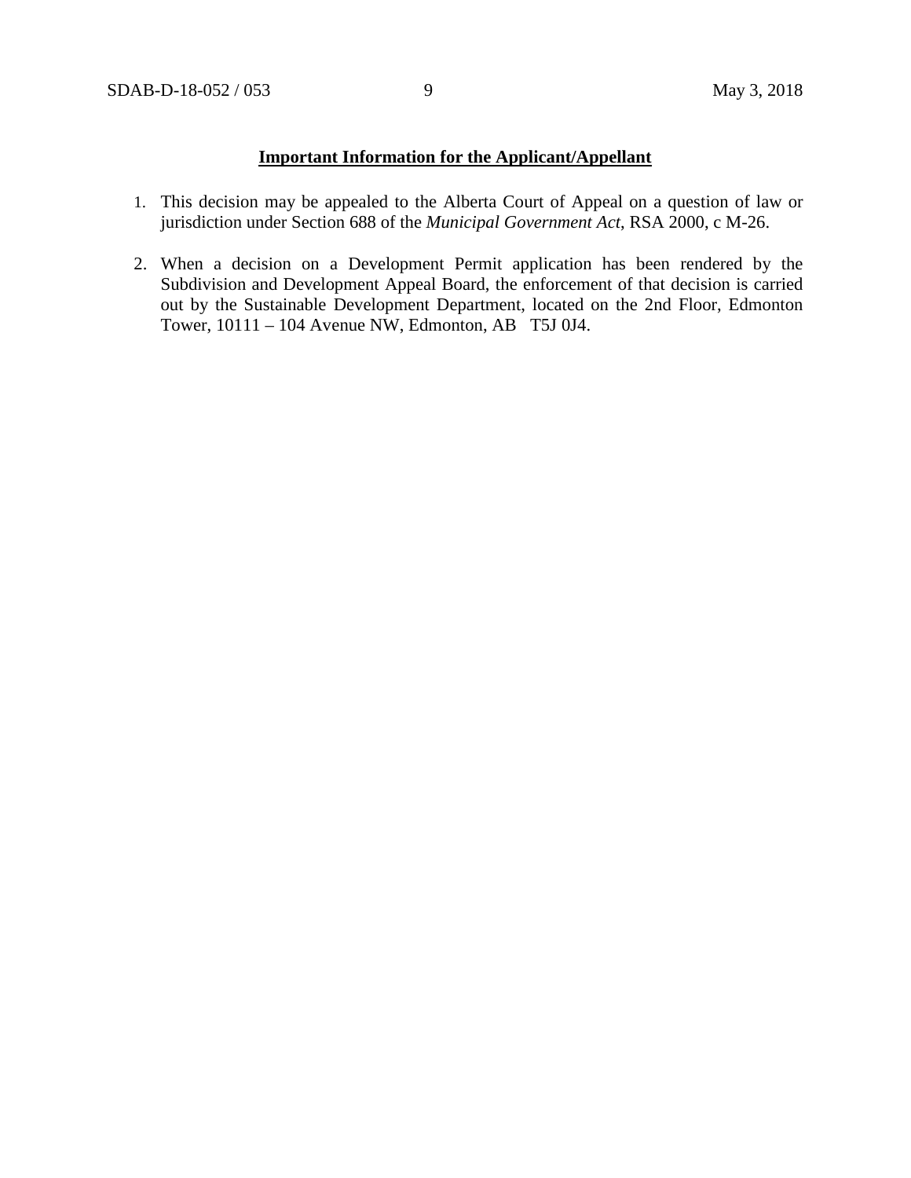**Important Information for the Applicant/Appellant**

1. This decision may be appealed to the Alberta Court of Appeal on a question of law or jurisdiction under Section 688 of the *Municipal Government Act*, RSA 2000, c M-26.

2. When a decision on a Development Permit application has been rendered by the Subdivision and Development Appeal Board, the enforcement of that decision is carried out by the Sustainable Development Department, located on the 2nd Floor, Edmonton Tower, 10111 – 104 Avenue NW, Edmonton, AB T5J 0J4.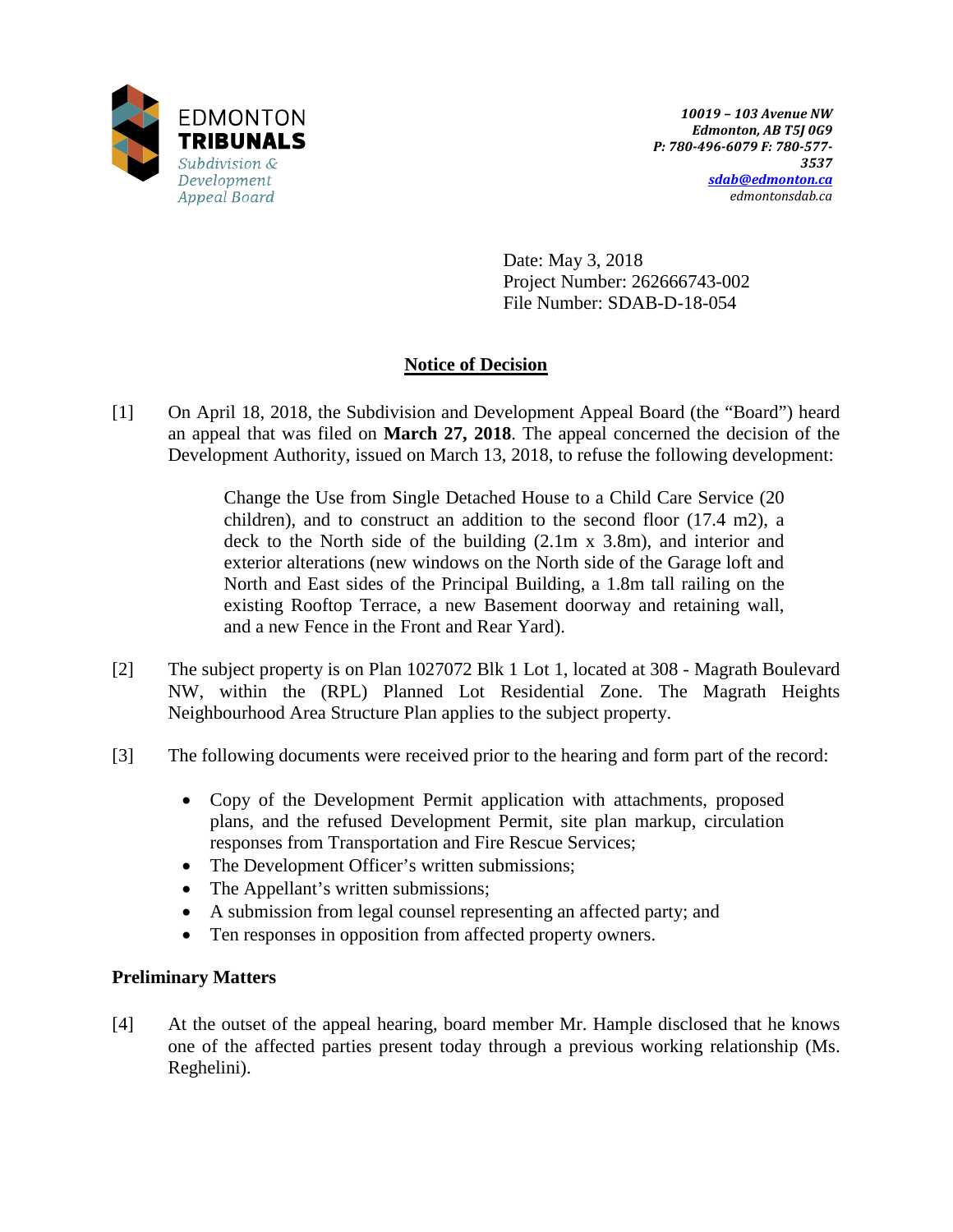EDMONTON **TRIBUNALS**
*Subdivision & Development Appeal Board*

***10019 – 103 Avenue NW***
***Edmonton, AB T5J 0G9***
***P: 780-496-6079 F: 780-577-3537***
***sdab@edmonton.ca***
*edmontonsdab.ca*

Date: May 3, 2018
Project Number: 262666743-002
File Number: SDAB-D-18-054

## Notice of Decision

[1] On April 18, 2018, the Subdivision and Development Appeal Board (the "Board") heard an appeal that was filed on **March 27, 2018**. The appeal concerned the decision of the Development Authority, issued on March 13, 2018, to refuse the following development:

> Change the Use from Single Detached House to a Child Care Service (20 children), and to construct an addition to the second floor (17.4 m2), a deck to the North side of the building (2.1m x 3.8m), and interior and exterior alterations (new windows on the North side of the Garage loft and North and East sides of the Principal Building, a 1.8m tall railing on the existing Rooftop Terrace, a new Basement doorway and retaining wall, and a new Fence in the Front and Rear Yard).

[2] The subject property is on Plan 1027072 Blk 1 Lot 1, located at 308 - Magrath Boulevard NW, within the (RPL) Planned Lot Residential Zone. The Magrath Heights Neighbourhood Area Structure Plan applies to the subject property.

[3] The following documents were received prior to the hearing and form part of the record:

- Copy of the Development Permit application with attachments, proposed plans, and the refused Development Permit, site plan markup, circulation responses from Transportation and Fire Rescue Services;
- The Development Officer's written submissions;
- The Appellant's written submissions;
- A submission from legal counsel representing an affected party; and
- Ten responses in opposition from affected property owners.

### Preliminary Matters

[4] At the outset of the appeal hearing, board member Mr. Hample disclosed that he knows one of the affected parties present today through a previous working relationship (Ms. Reghelini).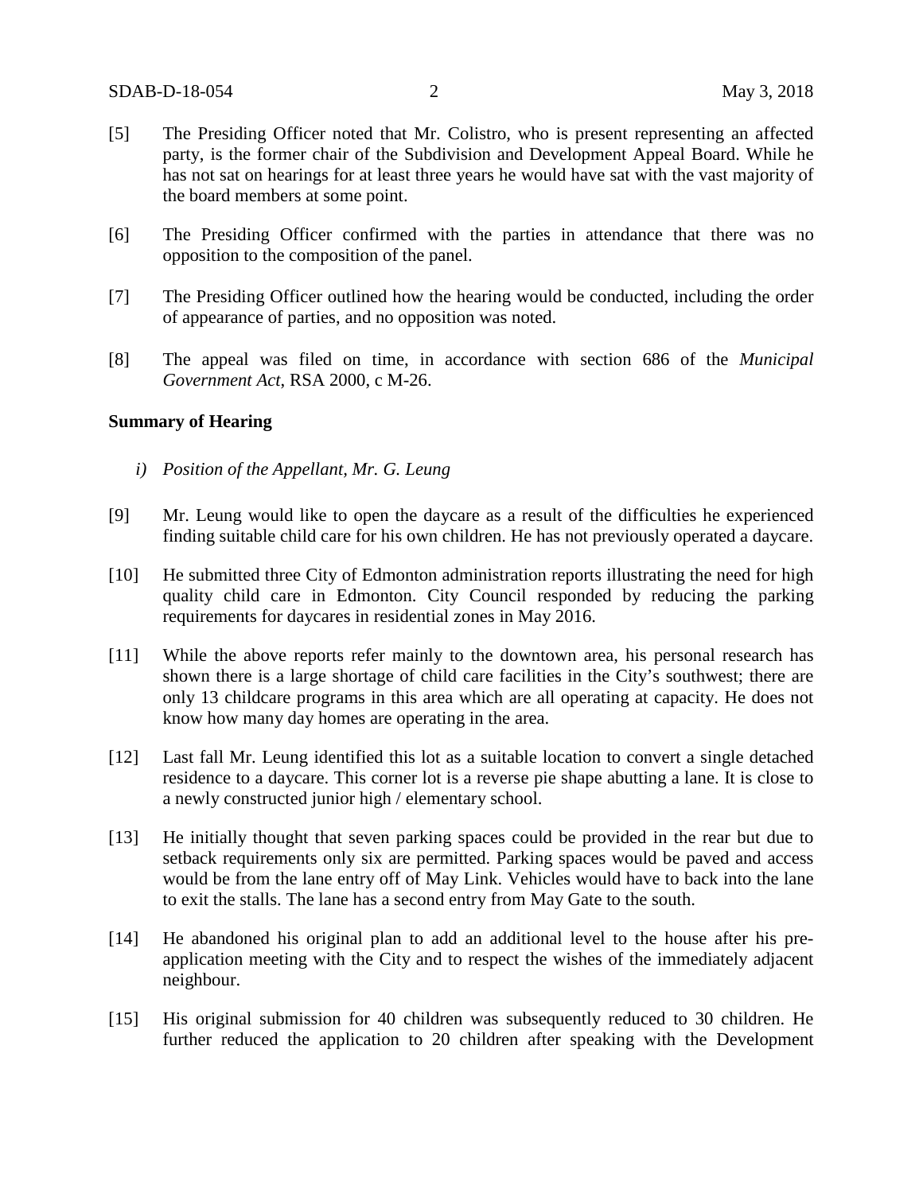[5] The Presiding Officer noted that Mr. Colistro, who is present representing an affected party, is the former chair of the Subdivision and Development Appeal Board. While he has not sat on hearings for at least three years he would have sat with the vast majority of the board members at some point.

[6] The Presiding Officer confirmed with the parties in attendance that there was no opposition to the composition of the panel.

[7] The Presiding Officer outlined how the hearing would be conducted, including the order of appearance of parties, and no opposition was noted.

[8] The appeal was filed on time, in accordance with section 686 of the *Municipal Government Act*, RSA 2000, c M-26.

**Summary of Hearing**

*i) Position of the Appellant, Mr. G. Leung*

[9] Mr. Leung would like to open the daycare as a result of the difficulties he experienced finding suitable child care for his own children. He has not previously operated a daycare.

[10] He submitted three City of Edmonton administration reports illustrating the need for high quality child care in Edmonton. City Council responded by reducing the parking requirements for daycares in residential zones in May 2016.

[11] While the above reports refer mainly to the downtown area, his personal research has shown there is a large shortage of child care facilities in the City's southwest; there are only 13 childcare programs in this area which are all operating at capacity. He does not know how many day homes are operating in the area.

[12] Last fall Mr. Leung identified this lot as a suitable location to convert a single detached residence to a daycare. This corner lot is a reverse pie shape abutting a lane. It is close to a newly constructed junior high / elementary school.

[13] He initially thought that seven parking spaces could be provided in the rear but due to setback requirements only six are permitted. Parking spaces would be paved and access would be from the lane entry off of May Link. Vehicles would have to back into the lane to exit the stalls. The lane has a second entry from May Gate to the south.

[14] He abandoned his original plan to add an additional level to the house after his pre-application meeting with the City and to respect the wishes of the immediately adjacent neighbour.

[15] His original submission for 40 children was subsequently reduced to 30 children. He further reduced the application to 20 children after speaking with the Development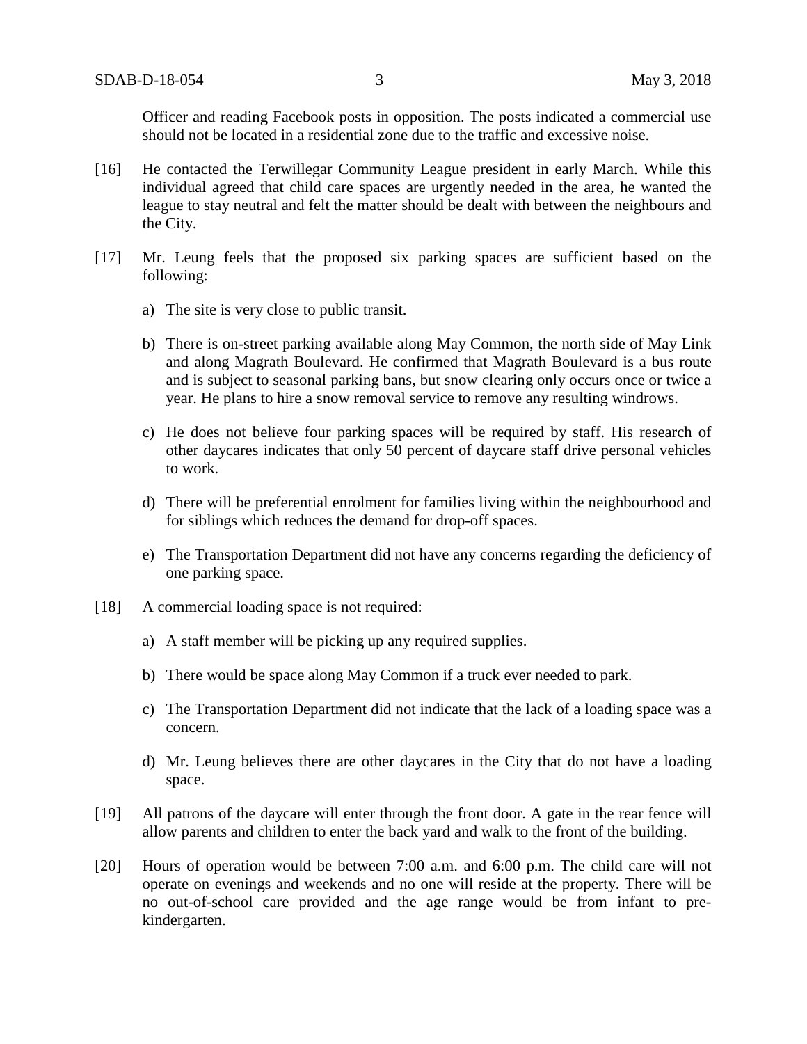Officer and reading Facebook posts in opposition. The posts indicated a commercial use should not be located in a residential zone due to the traffic and excessive noise.

[16] He contacted the Terwillegar Community League president in early March. While this individual agreed that child care spaces are urgently needed in the area, he wanted the league to stay neutral and felt the matter should be dealt with between the neighbours and the City.

[17] Mr. Leung feels that the proposed six parking spaces are sufficient based on the following:

a) The site is very close to public transit.

b) There is on-street parking available along May Common, the north side of May Link and along Magrath Boulevard. He confirmed that Magrath Boulevard is a bus route and is subject to seasonal parking bans, but snow clearing only occurs once or twice a year. He plans to hire a snow removal service to remove any resulting windrows.

c) He does not believe four parking spaces will be required by staff. His research of other daycares indicates that only 50 percent of daycare staff drive personal vehicles to work.

d) There will be preferential enrolment for families living within the neighbourhood and for siblings which reduces the demand for drop-off spaces.

e) The Transportation Department did not have any concerns regarding the deficiency of one parking space.

[18] A commercial loading space is not required:

a) A staff member will be picking up any required supplies.

b) There would be space along May Common if a truck ever needed to park.

c) The Transportation Department did not indicate that the lack of a loading space was a concern.

d) Mr. Leung believes there are other daycares in the City that do not have a loading space.

[19] All patrons of the daycare will enter through the front door. A gate in the rear fence will allow parents and children to enter the back yard and walk to the front of the building.

[20] Hours of operation would be between 7:00 a.m. and 6:00 p.m. The child care will not operate on evenings and weekends and no one will reside at the property. There will be no out-of-school care provided and the age range would be from infant to pre-kindergarten.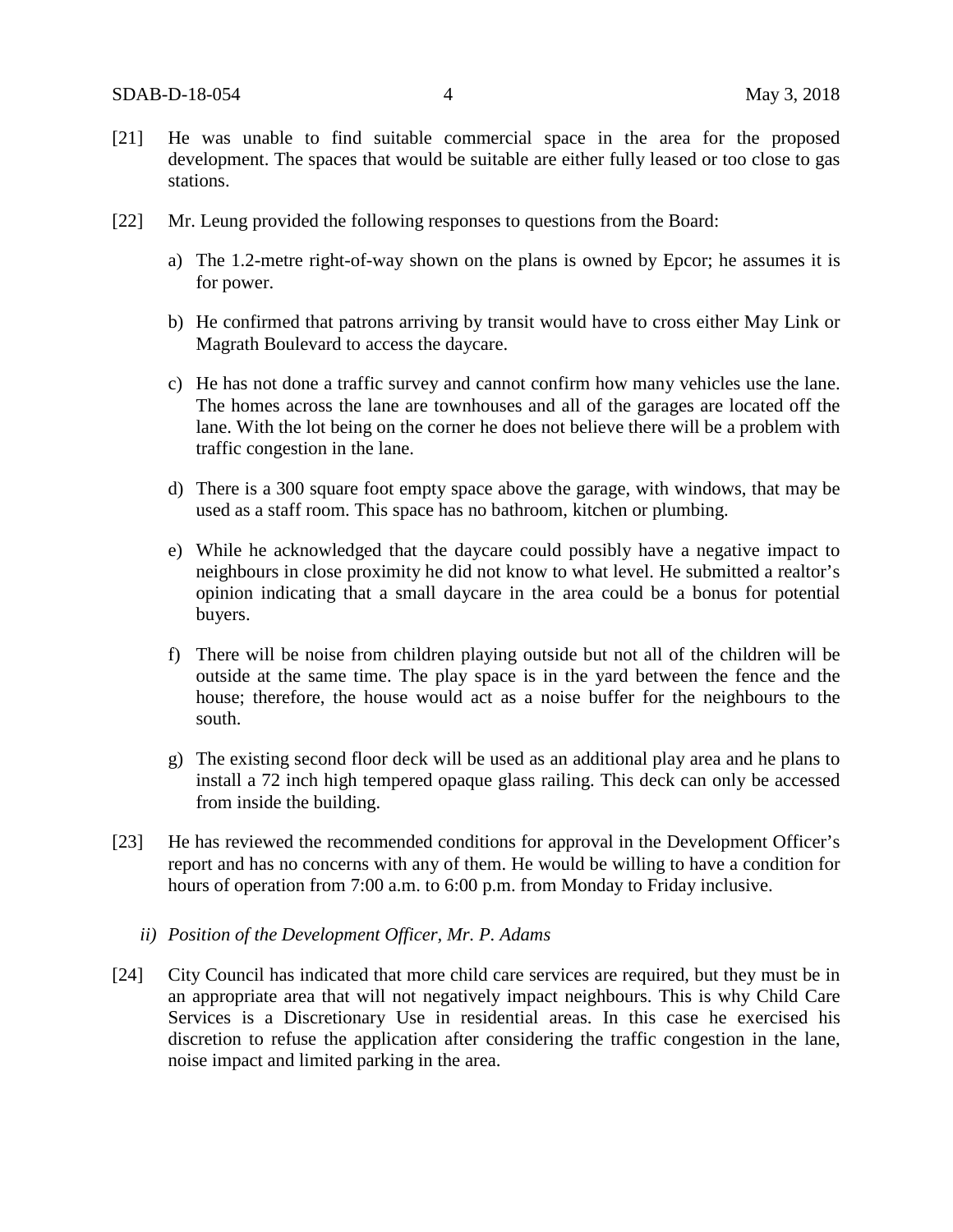[21] He was unable to find suitable commercial space in the area for the proposed development. The spaces that would be suitable are either fully leased or too close to gas stations.

[22] Mr. Leung provided the following responses to questions from the Board:

a) The 1.2-metre right-of-way shown on the plans is owned by Epcor; he assumes it is for power.

b) He confirmed that patrons arriving by transit would have to cross either May Link or Magrath Boulevard to access the daycare.

c) He has not done a traffic survey and cannot confirm how many vehicles use the lane. The homes across the lane are townhouses and all of the garages are located off the lane. With the lot being on the corner he does not believe there will be a problem with traffic congestion in the lane.

d) There is a 300 square foot empty space above the garage, with windows, that may be used as a staff room. This space has no bathroom, kitchen or plumbing.

e) While he acknowledged that the daycare could possibly have a negative impact to neighbours in close proximity he did not know to what level. He submitted a realtor's opinion indicating that a small daycare in the area could be a bonus for potential buyers.

f) There will be noise from children playing outside but not all of the children will be outside at the same time. The play space is in the yard between the fence and the house; therefore, the house would act as a noise buffer for the neighbours to the south.

g) The existing second floor deck will be used as an additional play area and he plans to install a 72 inch high tempered opaque glass railing. This deck can only be accessed from inside the building.

[23] He has reviewed the recommended conditions for approval in the Development Officer's report and has no concerns with any of them. He would be willing to have a condition for hours of operation from 7:00 a.m. to 6:00 p.m. from Monday to Friday inclusive.

*ii) Position of the Development Officer, Mr. P. Adams*

[24] City Council has indicated that more child care services are required, but they must be in an appropriate area that will not negatively impact neighbours. This is why Child Care Services is a Discretionary Use in residential areas. In this case he exercised his discretion to refuse the application after considering the traffic congestion in the lane, noise impact and limited parking in the area.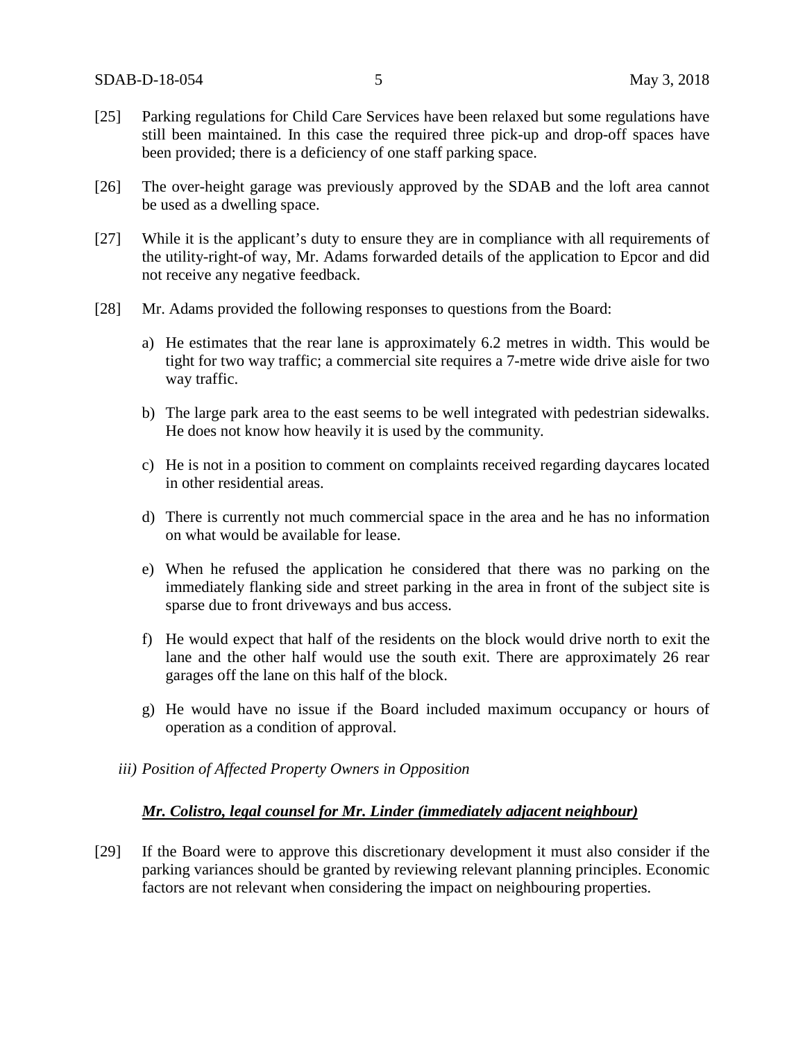[25] Parking regulations for Child Care Services have been relaxed but some regulations have still been maintained. In this case the required three pick-up and drop-off spaces have been provided; there is a deficiency of one staff parking space.

[26] The over-height garage was previously approved by the SDAB and the loft area cannot be used as a dwelling space.

[27] While it is the applicant's duty to ensure they are in compliance with all requirements of the utility-right-of way, Mr. Adams forwarded details of the application to Epcor and did not receive any negative feedback.

[28] Mr. Adams provided the following responses to questions from the Board:

a) He estimates that the rear lane is approximately 6.2 metres in width. This would be tight for two way traffic; a commercial site requires a 7-metre wide drive aisle for two way traffic.

b) The large park area to the east seems to be well integrated with pedestrian sidewalks. He does not know how heavily it is used by the community.

c) He is not in a position to comment on complaints received regarding daycares located in other residential areas.

d) There is currently not much commercial space in the area and he has no information on what would be available for lease.

e) When he refused the application he considered that there was no parking on the immediately flanking side and street parking in the area in front of the subject site is sparse due to front driveways and bus access.

f) He would expect that half of the residents on the block would drive north to exit the lane and the other half would use the south exit. There are approximately 26 rear garages off the lane on this half of the block.

g) He would have no issue if the Board included maximum occupancy or hours of operation as a condition of approval.

*iii) Position of Affected Property Owners in Opposition*

***Mr. Colistro, legal counsel for Mr. Linder (immediately adjacent neighbour)***

[29] If the Board were to approve this discretionary development it must also consider if the parking variances should be granted by reviewing relevant planning principles. Economic factors are not relevant when considering the impact on neighbouring properties.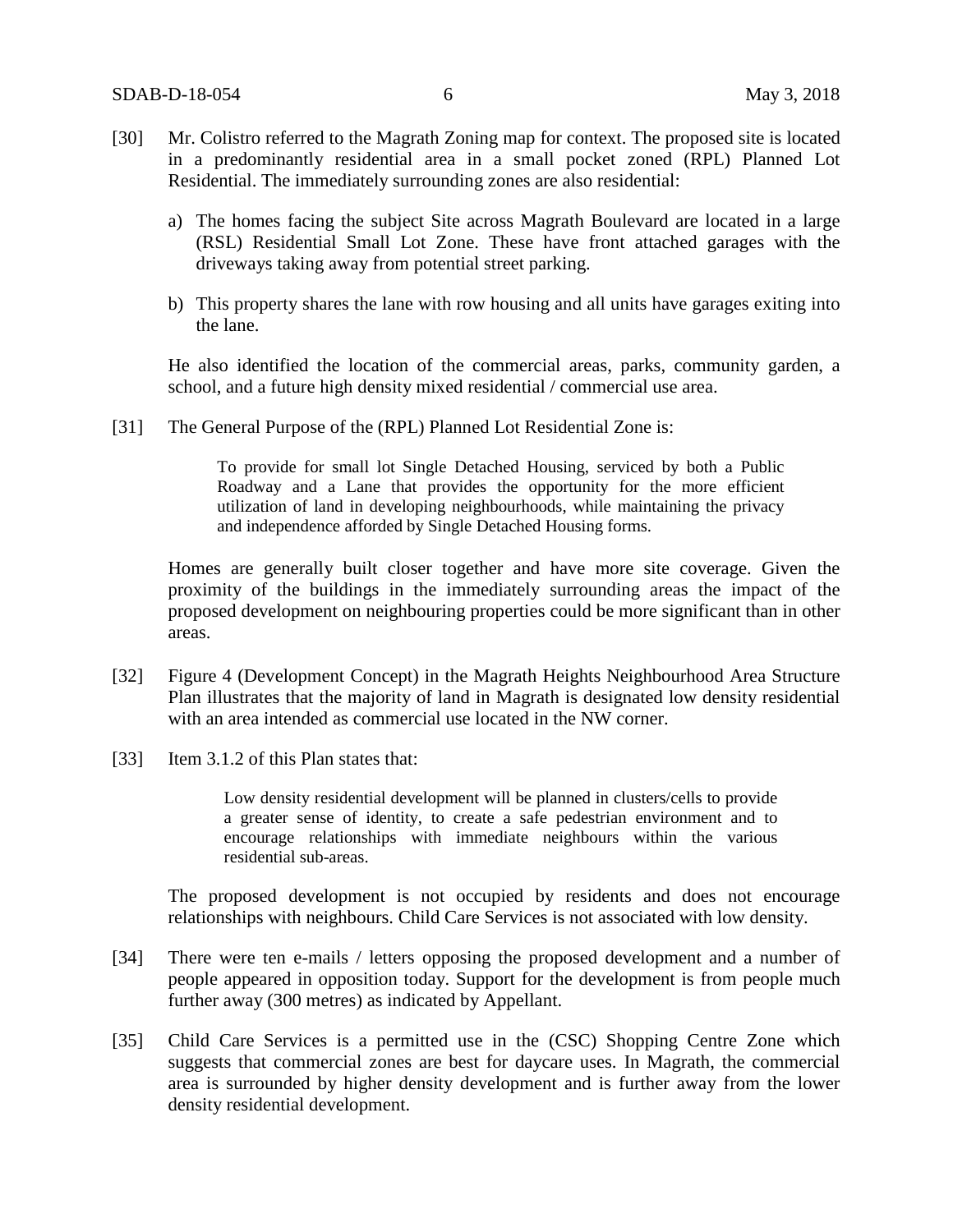[30] Mr. Colistro referred to the Magrath Zoning map for context. The proposed site is located in a predominantly residential area in a small pocket zoned (RPL) Planned Lot Residential. The immediately surrounding zones are also residential:

a) The homes facing the subject Site across Magrath Boulevard are located in a large (RSL) Residential Small Lot Zone. These have front attached garages with the driveways taking away from potential street parking.

b) This property shares the lane with row housing and all units have garages exiting into the lane.

He also identified the location of the commercial areas, parks, community garden, a school, and a future high density mixed residential / commercial use area.

[31] The General Purpose of the (RPL) Planned Lot Residential Zone is:

> To provide for small lot Single Detached Housing, serviced by both a Public Roadway and a Lane that provides the opportunity for the more efficient utilization of land in developing neighbourhoods, while maintaining the privacy and independence afforded by Single Detached Housing forms.

Homes are generally built closer together and have more site coverage. Given the proximity of the buildings in the immediately surrounding areas the impact of the proposed development on neighbouring properties could be more significant than in other areas.

[32] Figure 4 (Development Concept) in the Magrath Heights Neighbourhood Area Structure Plan illustrates that the majority of land in Magrath is designated low density residential with an area intended as commercial use located in the NW corner.

[33] Item 3.1.2 of this Plan states that:

> Low density residential development will be planned in clusters/cells to provide a greater sense of identity, to create a safe pedestrian environment and to encourage relationships with immediate neighbours within the various residential sub-areas.

The proposed development is not occupied by residents and does not encourage relationships with neighbours. Child Care Services is not associated with low density.

[34] There were ten e-mails / letters opposing the proposed development and a number of people appeared in opposition today. Support for the development is from people much further away (300 metres) as indicated by Appellant.

[35] Child Care Services is a permitted use in the (CSC) Shopping Centre Zone which suggests that commercial zones are best for daycare uses. In Magrath, the commercial area is surrounded by higher density development and is further away from the lower density residential development.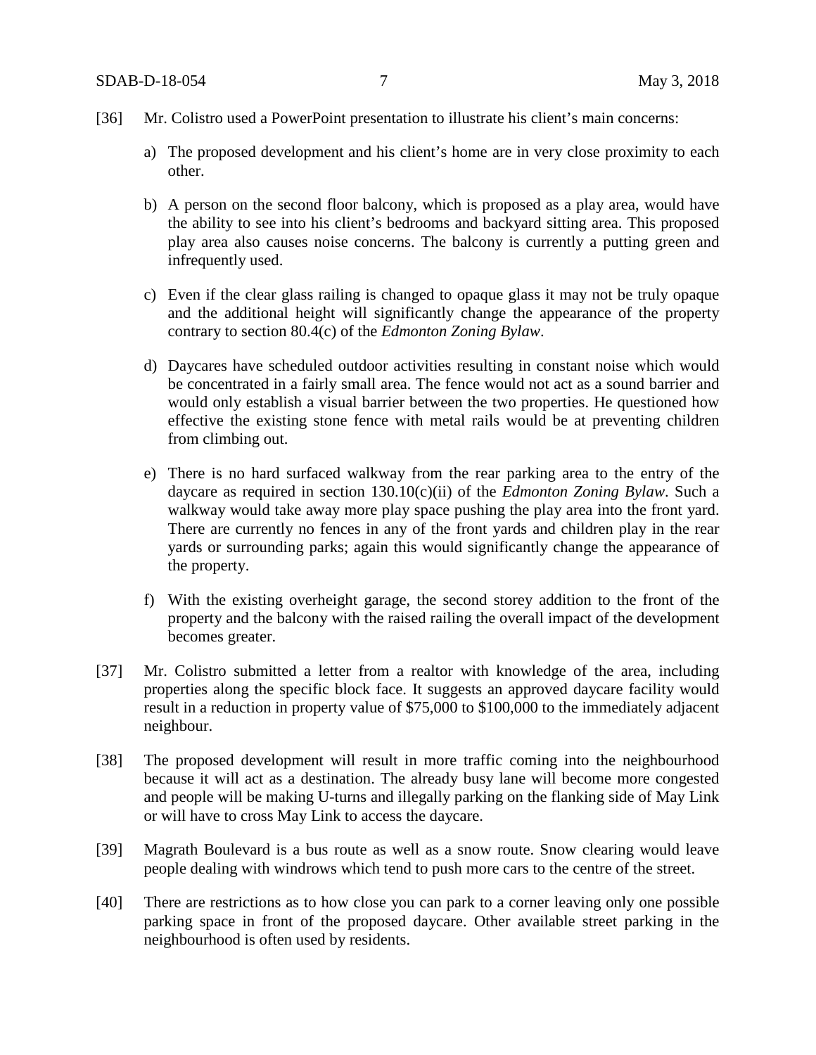[36] Mr. Colistro used a PowerPoint presentation to illustrate his client's main concerns:

a) The proposed development and his client's home are in very close proximity to each other.

b) A person on the second floor balcony, which is proposed as a play area, would have the ability to see into his client's bedrooms and backyard sitting area. This proposed play area also causes noise concerns. The balcony is currently a putting green and infrequently used.

c) Even if the clear glass railing is changed to opaque glass it may not be truly opaque and the additional height will significantly change the appearance of the property contrary to section 80.4(c) of the *Edmonton Zoning Bylaw*.

d) Daycares have scheduled outdoor activities resulting in constant noise which would be concentrated in a fairly small area. The fence would not act as a sound barrier and would only establish a visual barrier between the two properties. He questioned how effective the existing stone fence with metal rails would be at preventing children from climbing out.

e) There is no hard surfaced walkway from the rear parking area to the entry of the daycare as required in section 130.10(c)(ii) of the *Edmonton Zoning Bylaw*. Such a walkway would take away more play space pushing the play area into the front yard. There are currently no fences in any of the front yards and children play in the rear yards or surrounding parks; again this would significantly change the appearance of the property.

f) With the existing overheight garage, the second storey addition to the front of the property and the balcony with the raised railing the overall impact of the development becomes greater.

[37] Mr. Colistro submitted a letter from a realtor with knowledge of the area, including properties along the specific block face. It suggests an approved daycare facility would result in a reduction in property value of $75,000 to $100,000 to the immediately adjacent neighbour.

[38] The proposed development will result in more traffic coming into the neighbourhood because it will act as a destination. The already busy lane will become more congested and people will be making U-turns and illegally parking on the flanking side of May Link or will have to cross May Link to access the daycare.

[39] Magrath Boulevard is a bus route as well as a snow route. Snow clearing would leave people dealing with windrows which tend to push more cars to the centre of the street.

[40] There are restrictions as to how close you can park to a corner leaving only one possible parking space in front of the proposed daycare. Other available street parking in the neighbourhood is often used by residents.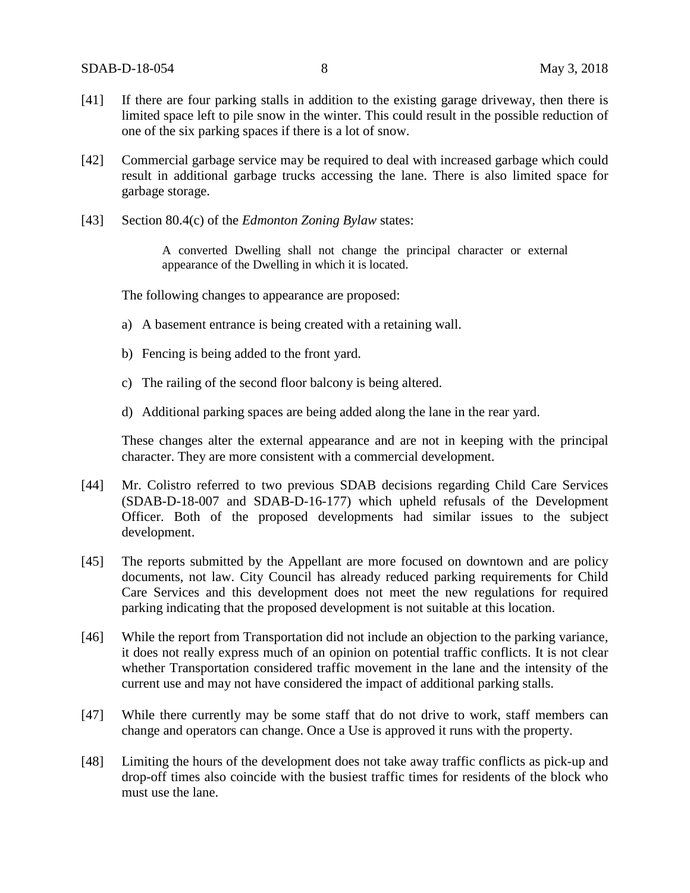[41] If there are four parking stalls in addition to the existing garage driveway, then there is limited space left to pile snow in the winter. This could result in the possible reduction of one of the six parking spaces if there is a lot of snow.

[42] Commercial garbage service may be required to deal with increased garbage which could result in additional garbage trucks accessing the lane. There is also limited space for garbage storage.

[43] Section 80.4(c) of the *Edmonton Zoning Bylaw* states:

> A converted Dwelling shall not change the principal character or external appearance of the Dwelling in which it is located.

The following changes to appearance are proposed:

a) A basement entrance is being created with a retaining wall.

b) Fencing is being added to the front yard.

c) The railing of the second floor balcony is being altered.

d) Additional parking spaces are being added along the lane in the rear yard.

These changes alter the external appearance and are not in keeping with the principal character. They are more consistent with a commercial development.

[44] Mr. Colistro referred to two previous SDAB decisions regarding Child Care Services (SDAB-D-18-007 and SDAB-D-16-177) which upheld refusals of the Development Officer. Both of the proposed developments had similar issues to the subject development.

[45] The reports submitted by the Appellant are more focused on downtown and are policy documents, not law. City Council has already reduced parking requirements for Child Care Services and this development does not meet the new regulations for required parking indicating that the proposed development is not suitable at this location.

[46] While the report from Transportation did not include an objection to the parking variance, it does not really express much of an opinion on potential traffic conflicts. It is not clear whether Transportation considered traffic movement in the lane and the intensity of the current use and may not have considered the impact of additional parking stalls.

[47] While there currently may be some staff that do not drive to work, staff members can change and operators can change. Once a Use is approved it runs with the property.

[48] Limiting the hours of the development does not take away traffic conflicts as pick-up and drop-off times also coincide with the busiest traffic times for residents of the block who must use the lane.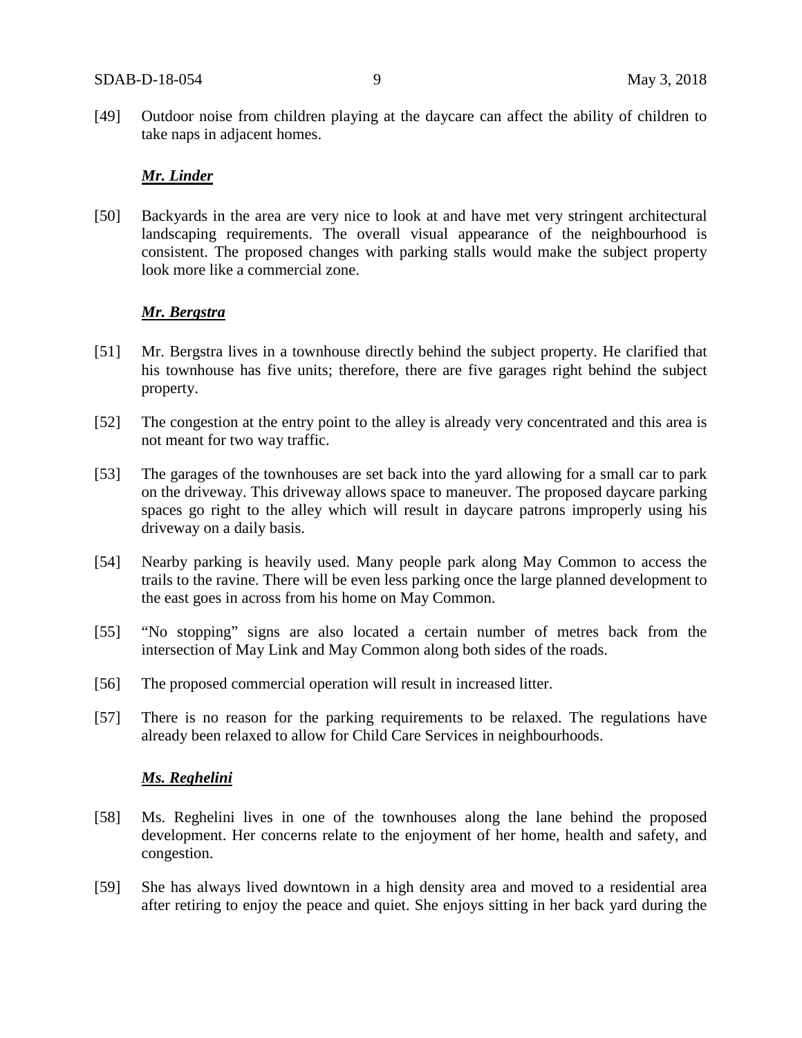[49] Outdoor noise from children playing at the daycare can affect the ability of children to take naps in adjacent homes.

***Mr. Linder***

[50] Backyards in the area are very nice to look at and have met very stringent architectural landscaping requirements. The overall visual appearance of the neighbourhood is consistent. The proposed changes with parking stalls would make the subject property look more like a commercial zone.

***Mr. Bergstra***

[51] Mr. Bergstra lives in a townhouse directly behind the subject property. He clarified that his townhouse has five units; therefore, there are five garages right behind the subject property.

[52] The congestion at the entry point to the alley is already very concentrated and this area is not meant for two way traffic.

[53] The garages of the townhouses are set back into the yard allowing for a small car to park on the driveway. This driveway allows space to maneuver. The proposed daycare parking spaces go right to the alley which will result in daycare patrons improperly using his driveway on a daily basis.

[54] Nearby parking is heavily used. Many people park along May Common to access the trails to the ravine. There will be even less parking once the large planned development to the east goes in across from his home on May Common.

[55] "No stopping" signs are also located a certain number of metres back from the intersection of May Link and May Common along both sides of the roads.

[56] The proposed commercial operation will result in increased litter.

[57] There is no reason for the parking requirements to be relaxed. The regulations have already been relaxed to allow for Child Care Services in neighbourhoods.

***Ms. Reghelini***

[58] Ms. Reghelini lives in one of the townhouses along the lane behind the proposed development. Her concerns relate to the enjoyment of her home, health and safety, and congestion.

[59] She has always lived downtown in a high density area and moved to a residential area after retiring to enjoy the peace and quiet. She enjoys sitting in her back yard during the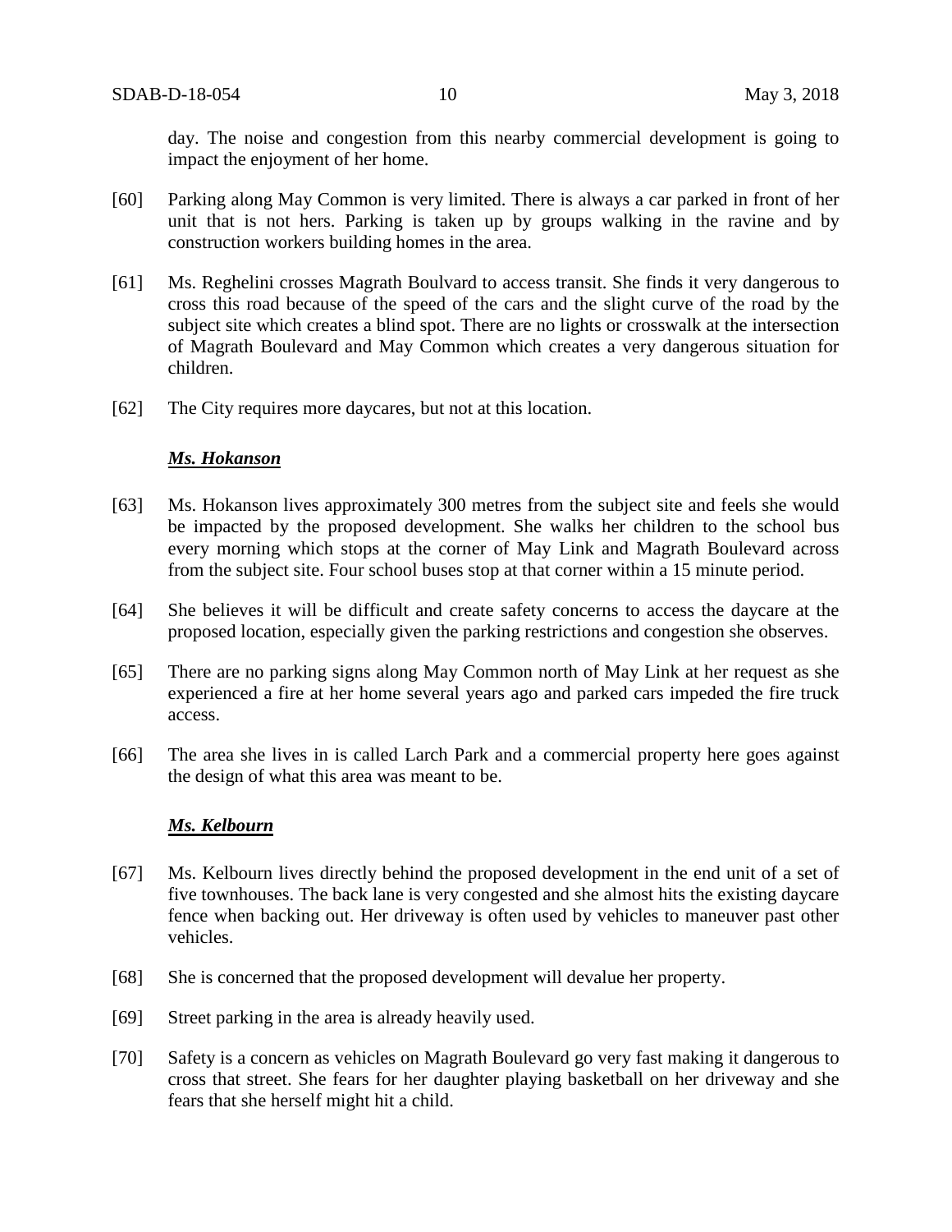day. The noise and congestion from this nearby commercial development is going to impact the enjoyment of her home.

[60] Parking along May Common is very limited. There is always a car parked in front of her unit that is not hers. Parking is taken up by groups walking in the ravine and by construction workers building homes in the area.

[61] Ms. Reghelini crosses Magrath Boulvard to access transit. She finds it very dangerous to cross this road because of the speed of the cars and the slight curve of the road by the subject site which creates a blind spot. There are no lights or crosswalk at the intersection of Magrath Boulevard and May Common which creates a very dangerous situation for children.

[62] The City requires more daycares, but not at this location.

***Ms. Hokanson***

[63] Ms. Hokanson lives approximately 300 metres from the subject site and feels she would be impacted by the proposed development. She walks her children to the school bus every morning which stops at the corner of May Link and Magrath Boulevard across from the subject site. Four school buses stop at that corner within a 15 minute period.

[64] She believes it will be difficult and create safety concerns to access the daycare at the proposed location, especially given the parking restrictions and congestion she observes.

[65] There are no parking signs along May Common north of May Link at her request as she experienced a fire at her home several years ago and parked cars impeded the fire truck access.

[66] The area she lives in is called Larch Park and a commercial property here goes against the design of what this area was meant to be.

***Ms. Kelbourn***

[67] Ms. Kelbourn lives directly behind the proposed development in the end unit of a set of five townhouses. The back lane is very congested and she almost hits the existing daycare fence when backing out. Her driveway is often used by vehicles to maneuver past other vehicles.

[68] She is concerned that the proposed development will devalue her property.

[69] Street parking in the area is already heavily used.

[70] Safety is a concern as vehicles on Magrath Boulevard go very fast making it dangerous to cross that street. She fears for her daughter playing basketball on her driveway and she fears that she herself might hit a child.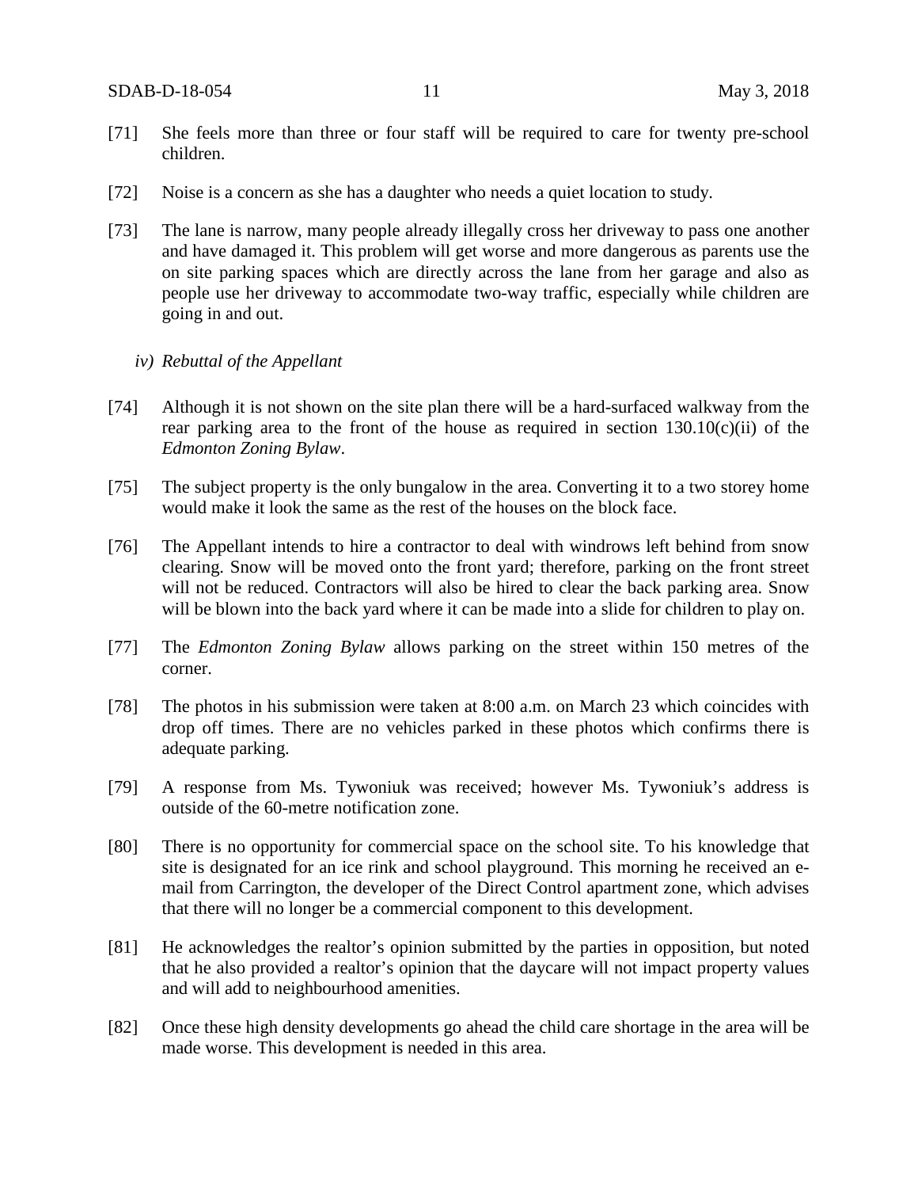[71] She feels more than three or four staff will be required to care for twenty pre-school children.

[72] Noise is a concern as she has a daughter who needs a quiet location to study.

[73] The lane is narrow, many people already illegally cross her driveway to pass one another and have damaged it. This problem will get worse and more dangerous as parents use the on site parking spaces which are directly across the lane from her garage and also as people use her driveway to accommodate two-way traffic, especially while children are going in and out.

*iv) Rebuttal of the Appellant*

[74] Although it is not shown on the site plan there will be a hard-surfaced walkway from the rear parking area to the front of the house as required in section 130.10(c)(ii) of the *Edmonton Zoning Bylaw*.

[75] The subject property is the only bungalow in the area. Converting it to a two storey home would make it look the same as the rest of the houses on the block face.

[76] The Appellant intends to hire a contractor to deal with windrows left behind from snow clearing. Snow will be moved onto the front yard; therefore, parking on the front street will not be reduced. Contractors will also be hired to clear the back parking area. Snow will be blown into the back yard where it can be made into a slide for children to play on.

[77] The *Edmonton Zoning Bylaw* allows parking on the street within 150 metres of the corner.

[78] The photos in his submission were taken at 8:00 a.m. on March 23 which coincides with drop off times. There are no vehicles parked in these photos which confirms there is adequate parking.

[79] A response from Ms. Tywoniuk was received; however Ms. Tywoniuk's address is outside of the 60-metre notification zone.

[80] There is no opportunity for commercial space on the school site. To his knowledge that site is designated for an ice rink and school playground. This morning he received an e-mail from Carrington, the developer of the Direct Control apartment zone, which advises that there will no longer be a commercial component to this development.

[81] He acknowledges the realtor's opinion submitted by the parties in opposition, but noted that he also provided a realtor's opinion that the daycare will not impact property values and will add to neighbourhood amenities.

[82] Once these high density developments go ahead the child care shortage in the area will be made worse. This development is needed in this area.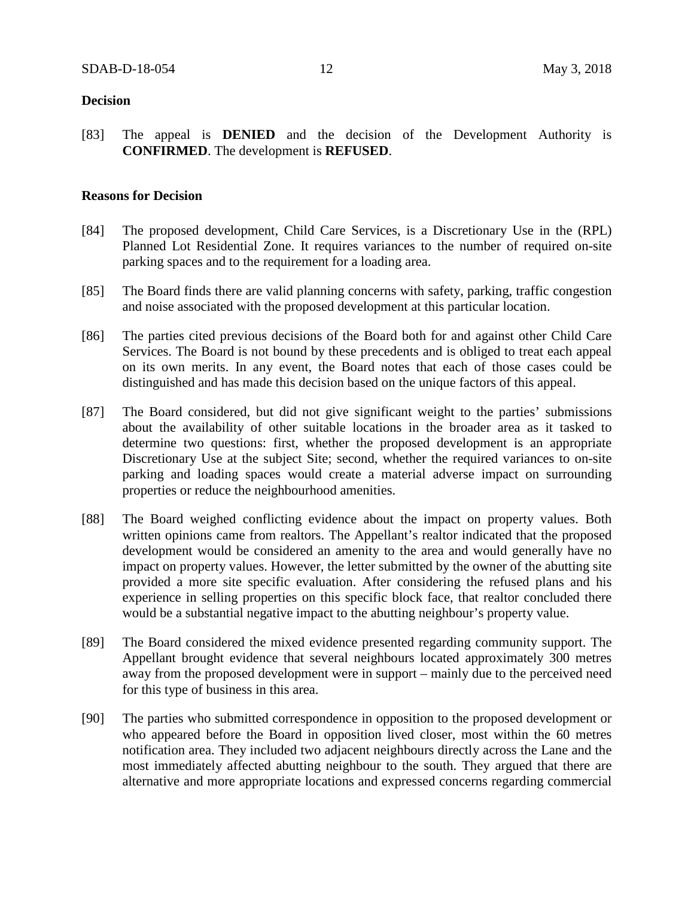**Decision**

[83] The appeal is **DENIED** and the decision of the Development Authority is **CONFIRMED**. The development is **REFUSED**.

**Reasons for Decision**

[84] The proposed development, Child Care Services, is a Discretionary Use in the (RPL) Planned Lot Residential Zone. It requires variances to the number of required on-site parking spaces and to the requirement for a loading area.

[85] The Board finds there are valid planning concerns with safety, parking, traffic congestion and noise associated with the proposed development at this particular location.

[86] The parties cited previous decisions of the Board both for and against other Child Care Services. The Board is not bound by these precedents and is obliged to treat each appeal on its own merits. In any event, the Board notes that each of those cases could be distinguished and has made this decision based on the unique factors of this appeal.

[87] The Board considered, but did not give significant weight to the parties' submissions about the availability of other suitable locations in the broader area as it tasked to determine two questions: first, whether the proposed development is an appropriate Discretionary Use at the subject Site; second, whether the required variances to on-site parking and loading spaces would create a material adverse impact on surrounding properties or reduce the neighbourhood amenities.

[88] The Board weighed conflicting evidence about the impact on property values. Both written opinions came from realtors. The Appellant's realtor indicated that the proposed development would be considered an amenity to the area and would generally have no impact on property values. However, the letter submitted by the owner of the abutting site provided a more site specific evaluation. After considering the refused plans and his experience in selling properties on this specific block face, that realtor concluded there would be a substantial negative impact to the abutting neighbour's property value.

[89] The Board considered the mixed evidence presented regarding community support. The Appellant brought evidence that several neighbours located approximately 300 metres away from the proposed development were in support – mainly due to the perceived need for this type of business in this area.

[90] The parties who submitted correspondence in opposition to the proposed development or who appeared before the Board in opposition lived closer, most within the 60 metres notification area. They included two adjacent neighbours directly across the Lane and the most immediately affected abutting neighbour to the south. They argued that there are alternative and more appropriate locations and expressed concerns regarding commercial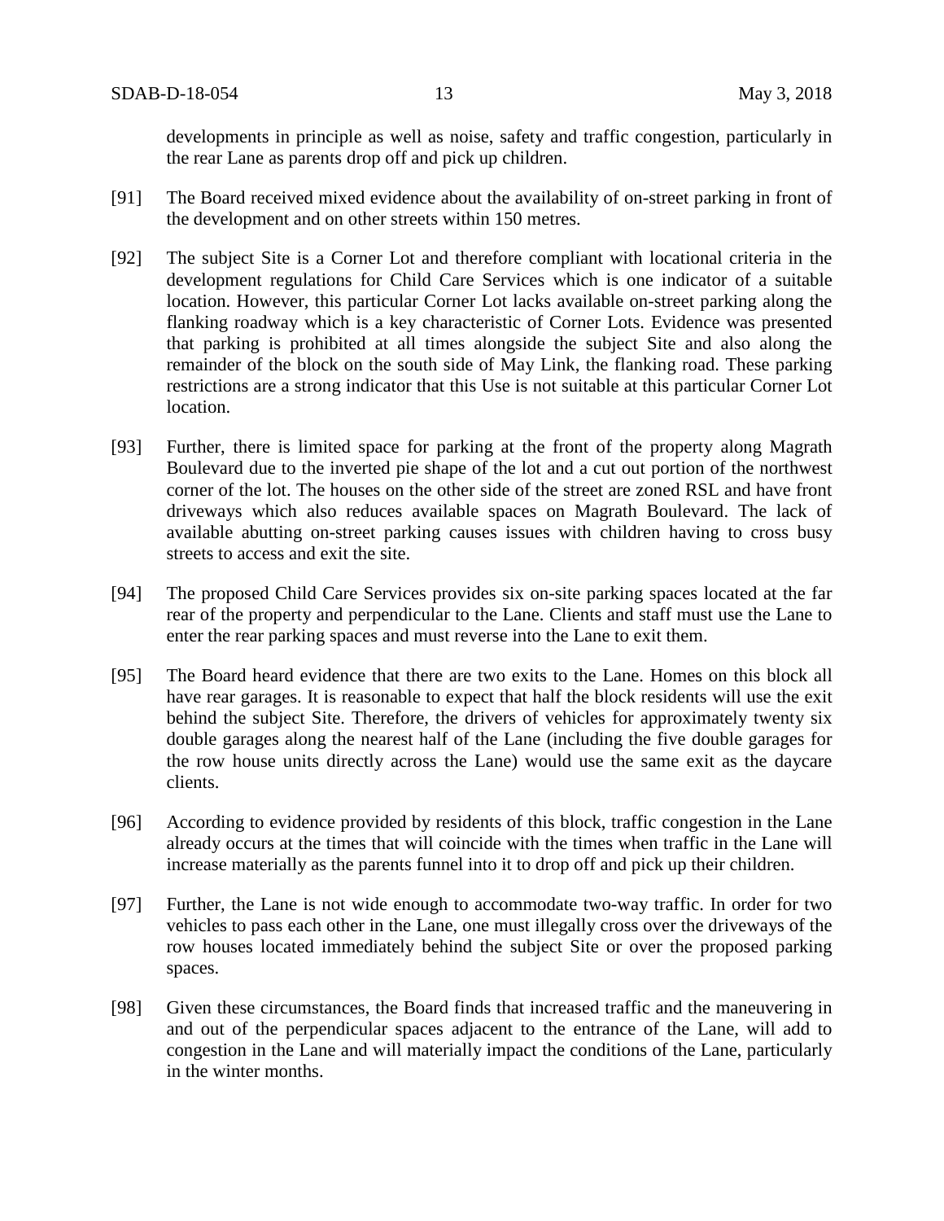developments in principle as well as noise, safety and traffic congestion, particularly in the rear Lane as parents drop off and pick up children.

[91] The Board received mixed evidence about the availability of on-street parking in front of the development and on other streets within 150 metres.

[92] The subject Site is a Corner Lot and therefore compliant with locational criteria in the development regulations for Child Care Services which is one indicator of a suitable location. However, this particular Corner Lot lacks available on-street parking along the flanking roadway which is a key characteristic of Corner Lots. Evidence was presented that parking is prohibited at all times alongside the subject Site and also along the remainder of the block on the south side of May Link, the flanking road. These parking restrictions are a strong indicator that this Use is not suitable at this particular Corner Lot location.

[93] Further, there is limited space for parking at the front of the property along Magrath Boulevard due to the inverted pie shape of the lot and a cut out portion of the northwest corner of the lot. The houses on the other side of the street are zoned RSL and have front driveways which also reduces available spaces on Magrath Boulevard. The lack of available abutting on-street parking causes issues with children having to cross busy streets to access and exit the site.

[94] The proposed Child Care Services provides six on-site parking spaces located at the far rear of the property and perpendicular to the Lane. Clients and staff must use the Lane to enter the rear parking spaces and must reverse into the Lane to exit them.

[95] The Board heard evidence that there are two exits to the Lane. Homes on this block all have rear garages. It is reasonable to expect that half the block residents will use the exit behind the subject Site. Therefore, the drivers of vehicles for approximately twenty six double garages along the nearest half of the Lane (including the five double garages for the row house units directly across the Lane) would use the same exit as the daycare clients.

[96] According to evidence provided by residents of this block, traffic congestion in the Lane already occurs at the times that will coincide with the times when traffic in the Lane will increase materially as the parents funnel into it to drop off and pick up their children.

[97] Further, the Lane is not wide enough to accommodate two-way traffic. In order for two vehicles to pass each other in the Lane, one must illegally cross over the driveways of the row houses located immediately behind the subject Site or over the proposed parking spaces.

[98] Given these circumstances, the Board finds that increased traffic and the maneuvering in and out of the perpendicular spaces adjacent to the entrance of the Lane, will add to congestion in the Lane and will materially impact the conditions of the Lane, particularly in the winter months.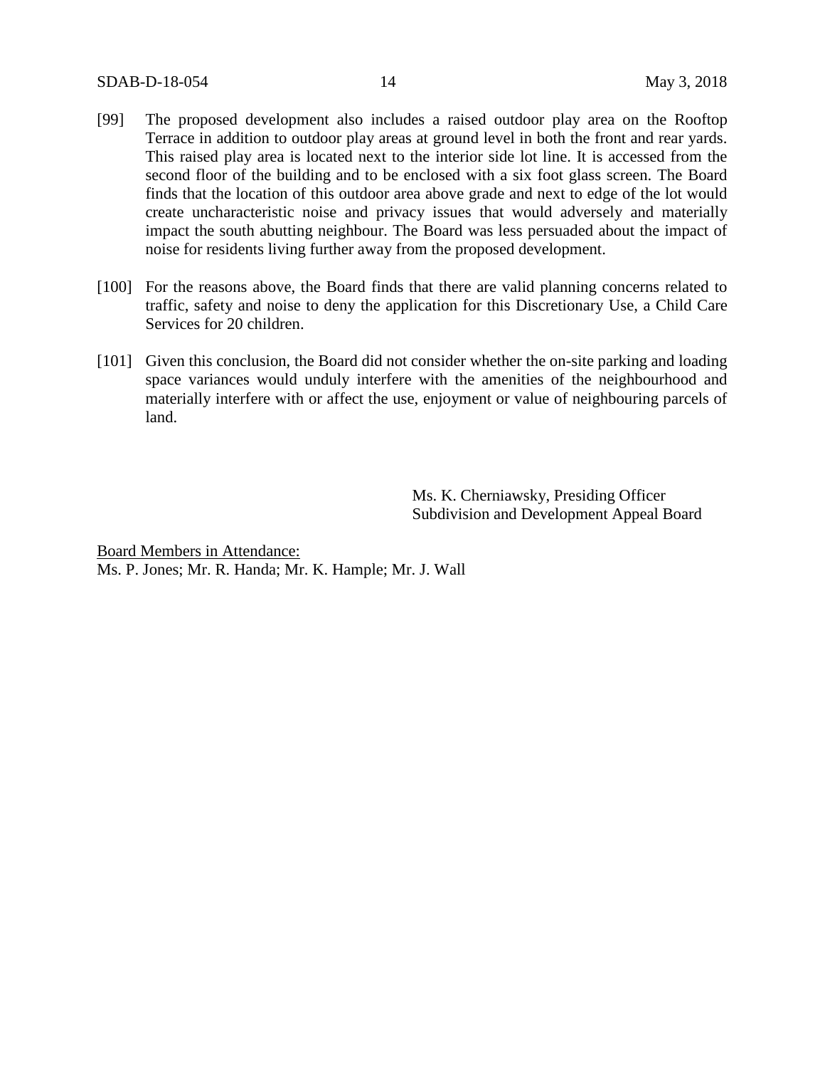[99] The proposed development also includes a raised outdoor play area on the Rooftop Terrace in addition to outdoor play areas at ground level in both the front and rear yards. This raised play area is located next to the interior side lot line. It is accessed from the second floor of the building and to be enclosed with a six foot glass screen. The Board finds that the location of this outdoor area above grade and next to edge of the lot would create uncharacteristic noise and privacy issues that would adversely and materially impact the south abutting neighbour. The Board was less persuaded about the impact of noise for residents living further away from the proposed development.

[100] For the reasons above, the Board finds that there are valid planning concerns related to traffic, safety and noise to deny the application for this Discretionary Use, a Child Care Services for 20 children.

[101] Given this conclusion, the Board did not consider whether the on-site parking and loading space variances would unduly interfere with the amenities of the neighbourhood and materially interfere with or affect the use, enjoyment or value of neighbouring parcels of land.

Ms. K. Cherniawsky, Presiding Officer
Subdivision and Development Appeal Board

Board Members in Attendance:
Ms. P. Jones; Mr. R. Handa; Mr. K. Hample; Mr. J. Wall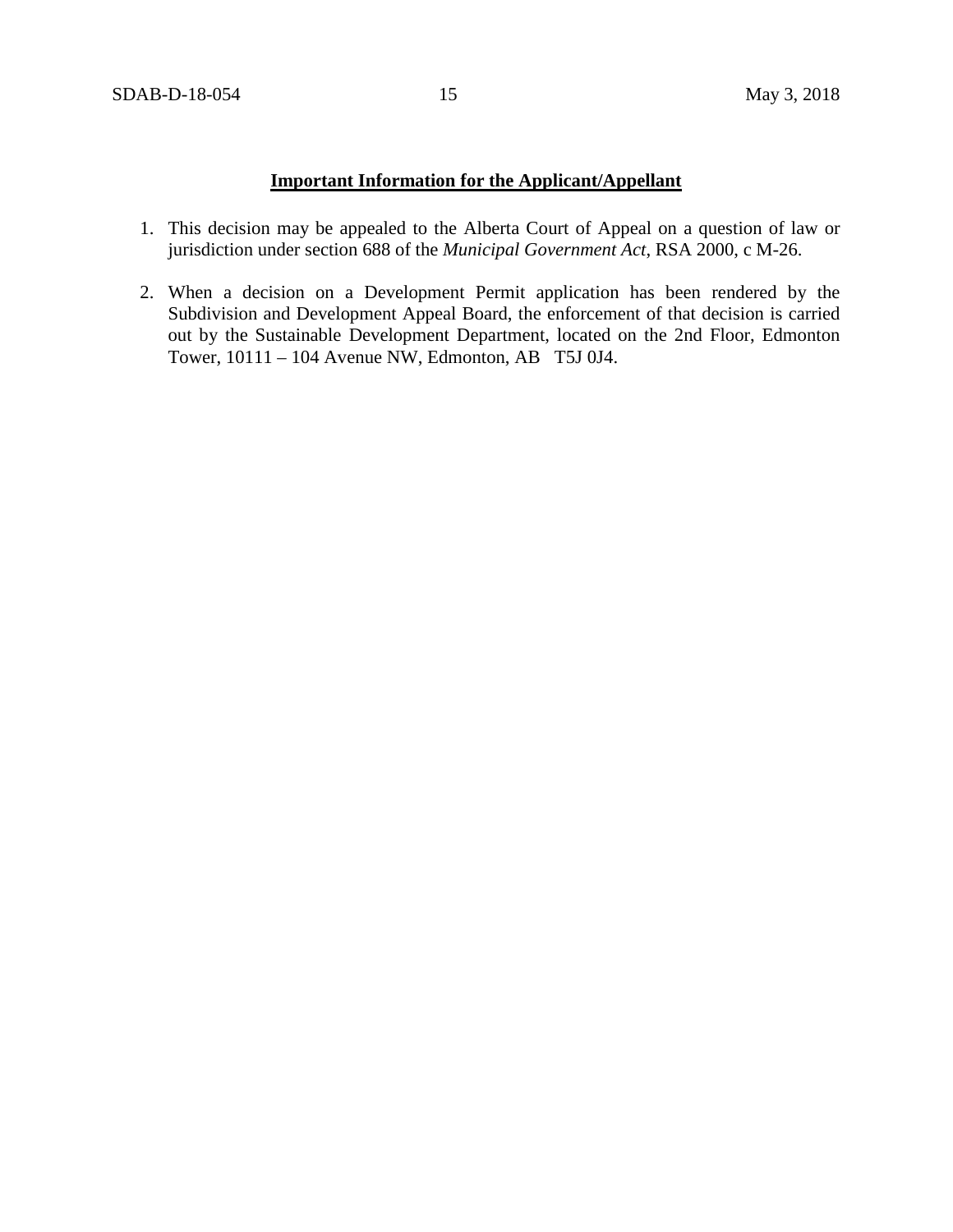**Important Information for the Applicant/Appellant**

1. This decision may be appealed to the Alberta Court of Appeal on a question of law or jurisdiction under section 688 of the *Municipal Government Act*, RSA 2000, c M-26.

2. When a decision on a Development Permit application has been rendered by the Subdivision and Development Appeal Board, the enforcement of that decision is carried out by the Sustainable Development Department, located on the 2nd Floor, Edmonton Tower, 10111 – 104 Avenue NW, Edmonton, AB T5J 0J4.